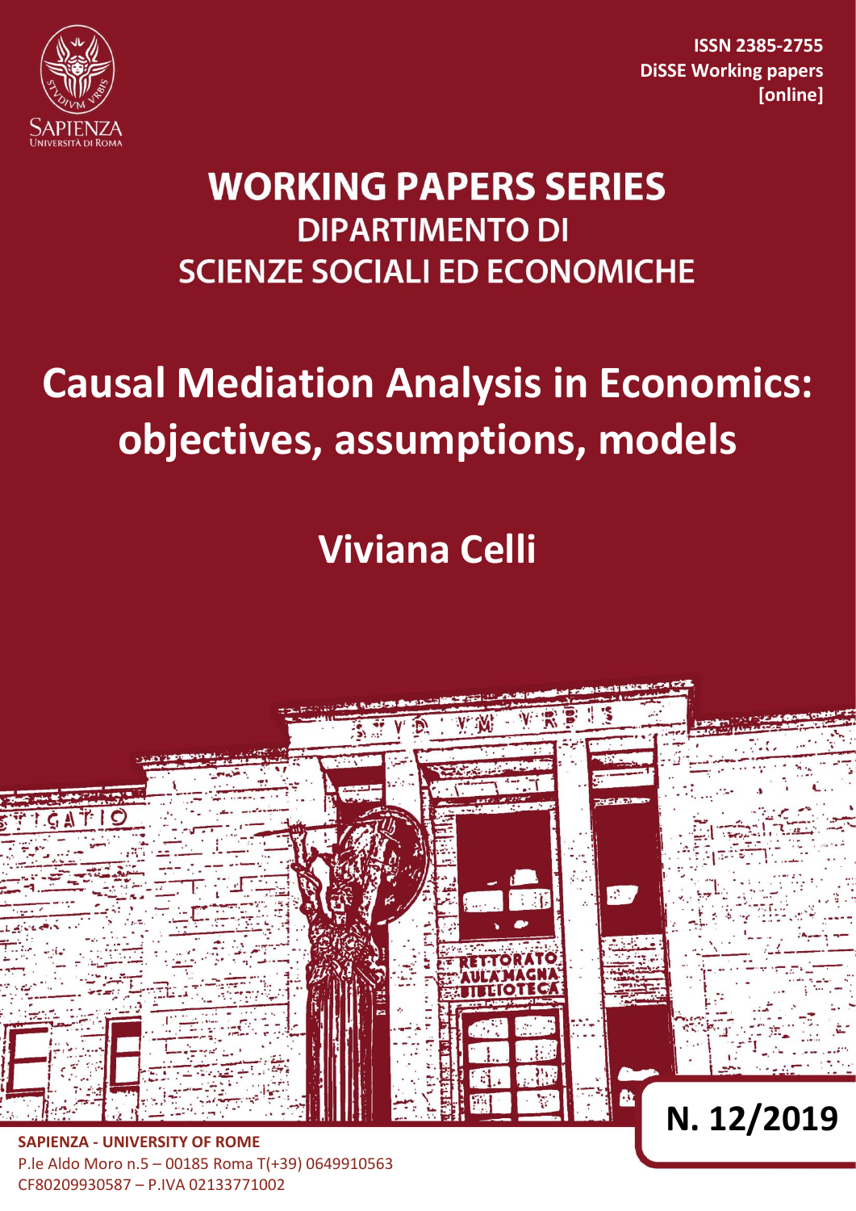ISSN 2385-2755
DiSSE Working papers
[online]

# WORKING PAPERS SERIES
## DIPARTIMENTO DI SCIENZE SOCIALI ED ECONOMICHE

# Causal Mediation Analysis in Economics: objectives, assumptions, models

## Viviana Celli

**N. 12/2019**

**SAPIENZA - UNIVERSITY OF ROME**
P.le Aldo Moro n.5 – 00185 Roma T(+39) 0649910563
CF80209930587 – P.IVA 02133771002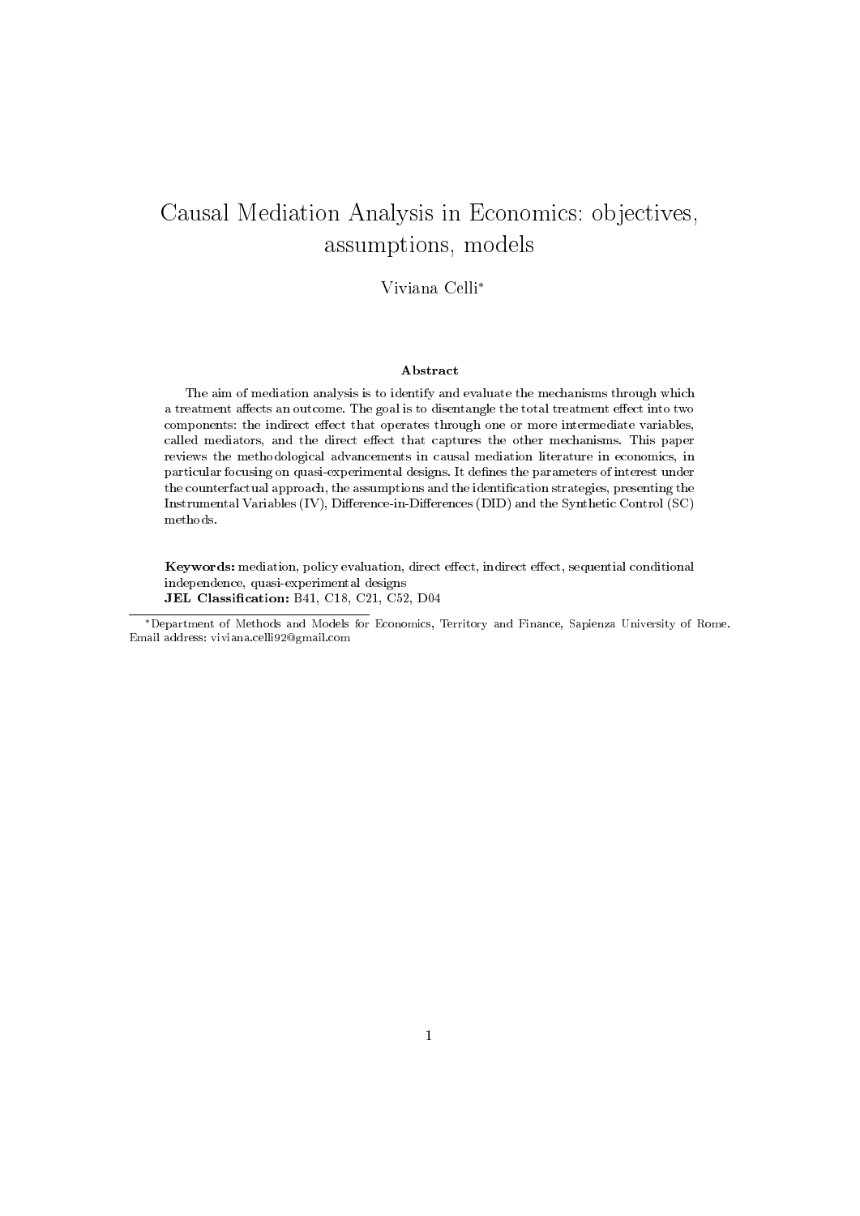# Causal Mediation Analysis in Economics: objectives, assumptions, models

Viviana Celli[*]

### Abstract

The aim of mediation analysis is to identify and evaluate the mechanisms through which a treatment affects an outcome. The goal is to disentangle the total treatment effect into two components: the indirect effect that operates through one or more intermediate variables, called mediators, and the direct effect that captures the other mechanisms. This paper reviews the methodological advancements in causal mediation literature in economics, in particular focusing on quasi-experimental designs. It defines the parameters of interest under the counterfactual approach, the assumptions and the identification strategies, presenting the Instrumental Variables (IV), Difference-in-Differences (DID) and the Synthetic Control (SC) methods.

**Keywords:** mediation, policy evaluation, direct effect, indirect effect, sequential conditional independence, quasi-experimental designs
**JEL Classification:** B41, C18, C21, C52, D04

[*]Department of Methods and Models for Economics, Territory and Finance, Sapienza University of Rome. Email address: viviana.celli92@gmail.com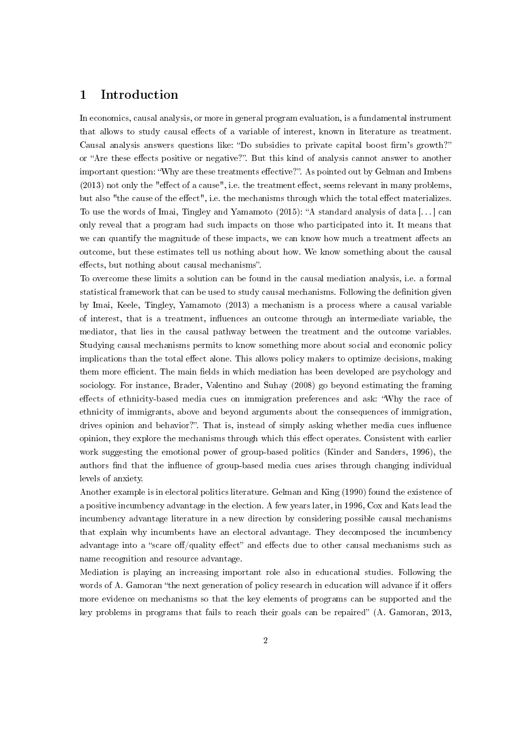# 1 Introduction

In economics, causal analysis, or more in general program evaluation, is a fundamental instrument that allows to study causal effects of a variable of interest, known in literature as treatment. Causal analysis answers questions like: “Do subsidies to private capital boost firm's growth?” or “Are these effects positive or negative?”. But this kind of analysis cannot answer to another important question: “Why are these treatments effective?”. As pointed out by Gelman and Imbens (2013) not only the "effect of a cause", i.e. the treatment effect, seems relevant in many problems, but also "the cause of the effect", i.e. the mechanisms through which the total effect materializes. To use the words of Imai, Tingley and Yamamoto (2015): “A standard analysis of data [...] can only reveal that a program had such impacts on those who participated into it. It means that we can quantify the magnitude of these impacts, we can know how much a treatment affects an outcome, but these estimates tell us nothing about how. We know something about the causal effects, but nothing about causal mechanisms”.

To overcome these limits a solution can be found in the causal mediation analysis, i.e. a formal statistical framework that can be used to study causal mechanisms. Following the definition given by Imai, Keele, Tingley, Yamamoto (2013) a mechanism is a process where a causal variable of interest, that is a treatment, influences an outcome through an intermediate variable, the mediator, that lies in the causal pathway between the treatment and the outcome variables. Studying causal mechanisms permits to know something more about social and economic policy implications than the total effect alone. This allows policy makers to optimize decisions, making them more efficient. The main fields in which mediation has been developed are psychology and sociology. For instance, Brader, Valentino and Suhay (2008) go beyond estimating the framing effects of ethnicity-based media cues on immigration preferences and ask: “Why the race of ethnicity of immigrants, above and beyond arguments about the consequences of immigration, drives opinion and behavior?”. That is, instead of simply asking whether media cues influence opinion, they explore the mechanisms through which this effect operates. Consistent with earlier work suggesting the emotional power of group-based politics (Kinder and Sanders, 1996), the authors find that the influence of group-based media cues arises through changing individual levels of anxiety.

Another example is in electoral politics literature. Gelman and King (1990) found the existence of a positive incumbency advantage in the election. A few years later, in 1996, Cox and Kats lead the incumbency advantage literature in a new direction by considering possible causal mechanisms that explain why incumbents have an electoral advantage. They decomposed the incumbency advantage into a “scare off/quality effect” and effects due to other causal mechanisms such as name recognition and resource advantage.

Mediation is playing an increasing important role also in educational studies. Following the words of A. Gamoran “the next generation of policy research in education will advance if it offers more evidence on mechanisms so that the key elements of programs can be supported and the key problems in programs that fails to reach their goals can be repaired” (A. Gamoran, 2013,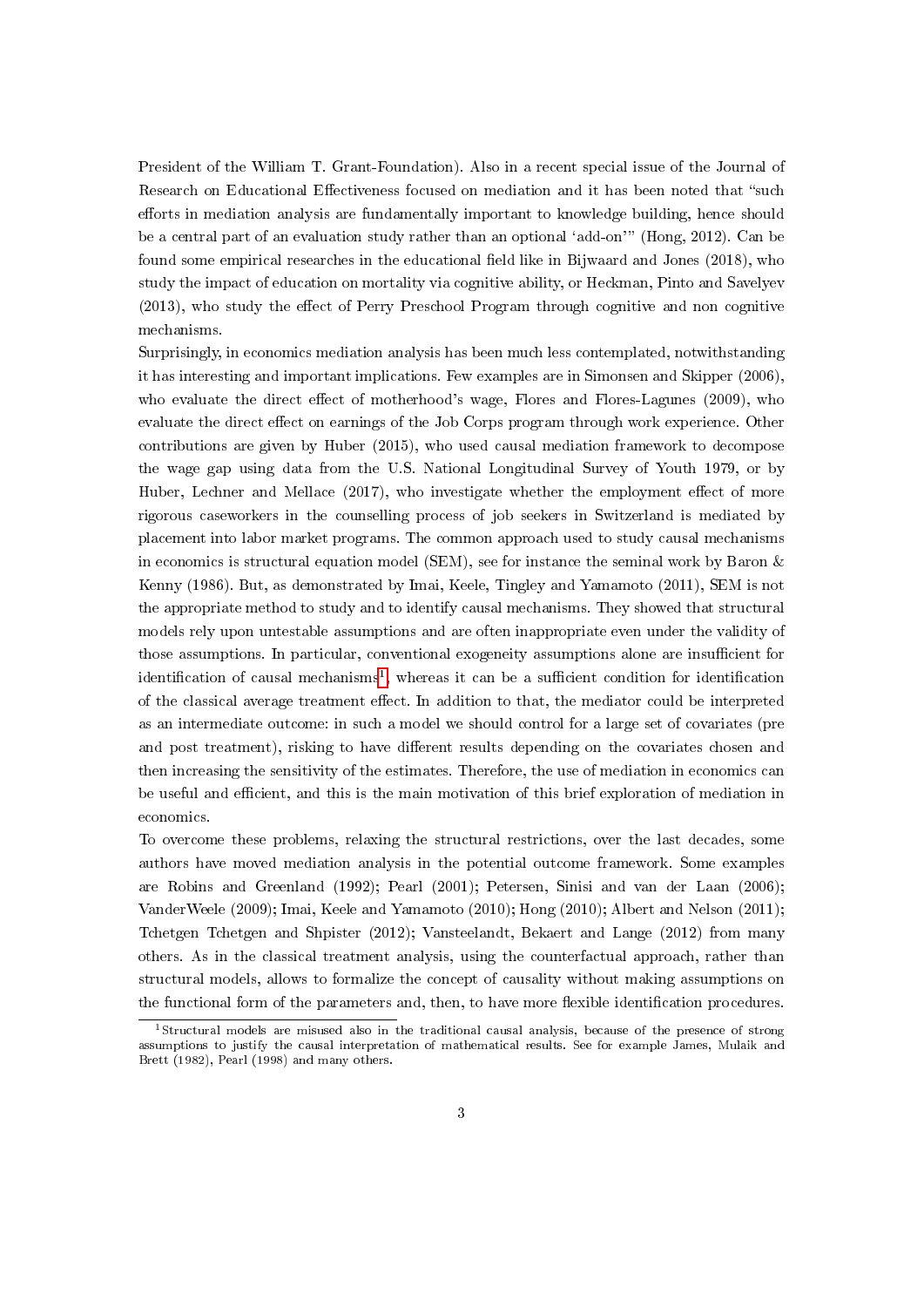President of the William T. Grant-Foundation). Also in a recent special issue of the Journal of Research on Educational Effectiveness focused on mediation and it has been noted that "such efforts in mediation analysis are fundamentally important to knowledge building, hence should be a central part of an evaluation study rather than an optional 'add-on'" (Hong, 2012). Can be found some empirical researches in the educational field like in Bijwaard and Jones (2018), who study the impact of education on mortality via cognitive ability, or Heckman, Pinto and Savelyev (2013), who study the effect of Perry Preschool Program through cognitive and non cognitive mechanisms.

Surprisingly, in economics mediation analysis has been much less contemplated, notwithstanding it has interesting and important implications. Few examples are in Simonsen and Skipper (2006), who evaluate the direct effect of motherhood's wage, Flores and Flores-Lagunes (2009), who evaluate the direct effect on earnings of the Job Corps program through work experience. Other contributions are given by Huber (2015), who used causal mediation framework to decompose the wage gap using data from the U.S. National Longitudinal Survey of Youth 1979, or by Huber, Lechner and Mellace (2017), who investigate whether the employment effect of more rigorous caseworkers in the counselling process of job seekers in Switzerland is mediated by placement into labor market programs. The common approach used to study causal mechanisms in economics is structural equation model (SEM), see for instance the seminal work by Baron & Kenny (1986). But, as demonstrated by Imai, Keele, Tingley and Yamamoto (2011), SEM is not the appropriate method to study and to identify causal mechanisms. They showed that structural models rely upon untestable assumptions and are often inappropriate even under the validity of those assumptions. In particular, conventional exogeneity assumptions alone are insufficient for identification of causal mechanisms[1], whereas it can be a sufficient condition for identification of the classical average treatment effect. In addition to that, the mediator could be interpreted as an intermediate outcome: in such a model we should control for a large set of covariates (pre and post treatment), risking to have different results depending on the covariates chosen and then increasing the sensitivity of the estimates. Therefore, the use of mediation in economics can be useful and efficient, and this is the main motivation of this brief exploration of mediation in economics.

To overcome these problems, relaxing the structural restrictions, over the last decades, some authors have moved mediation analysis in the potential outcome framework. Some examples are Robins and Greenland (1992); Pearl (2001); Petersen, Sinisi and van der Laan (2006); VanderWeele (2009); Imai, Keele and Yamamoto (2010); Hong (2010); Albert and Nelson (2011); Tchetgen Tchetgen and Shpister (2012); Vansteelandt, Bekaert and Lange (2012) from many others. As in the classical treatment analysis, using the counterfactual approach, rather than structural models, allows to formalize the concept of causality without making assumptions on the functional form of the parameters and, then, to have more flexible identification procedures.

[1] Structural models are misused also in the traditional causal analysis, because of the presence of strong assumptions to justify the causal interpretation of mathematical results. See for example James, Mulaik and Brett (1982), Pearl (1998) and many others.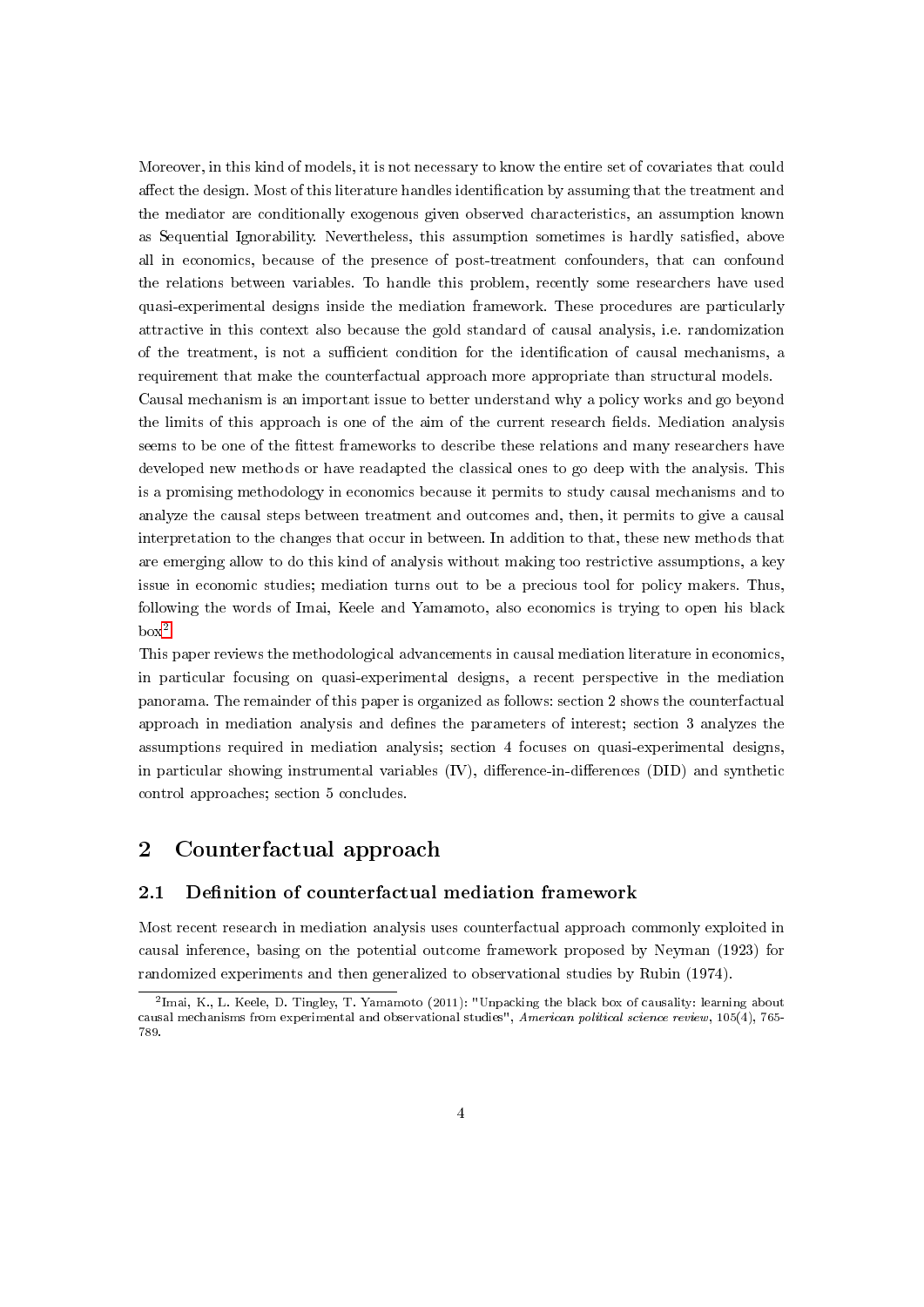Moreover, in this kind of models, it is not necessary to know the entire set of covariates that could affect the design. Most of this literature handles identification by assuming that the treatment and the mediator are conditionally exogenous given observed characteristics, an assumption known as Sequential Ignorability. Nevertheless, this assumption sometimes is hardly satisfied, above all in economics, because of the presence of post-treatment confounders, that can confound the relations between variables. To handle this problem, recently some researchers have used quasi-experimental designs inside the mediation framework. These procedures are particularly attractive in this context also because the gold standard of causal analysis, i.e. randomization of the treatment, is not a sufficient condition for the identification of causal mechanisms, a requirement that make the counterfactual approach more appropriate than structural models.

Causal mechanism is an important issue to better understand why a policy works and go beyond the limits of this approach is one of the aim of the current research fields. Mediation analysis seems to be one of the fittest frameworks to describe these relations and many researchers have developed new methods or have readapted the classical ones to go deep with the analysis. This is a promising methodology in economics because it permits to study causal mechanisms and to analyze the causal steps between treatment and outcomes and, then, it permits to give a causal interpretation to the changes that occur in between. In addition to that, these new methods that are emerging allow to do this kind of analysis without making too restrictive assumptions, a key issue in economic studies; mediation turns out to be a precious tool for policy makers. Thus, following the words of Imai, Keele and Yamamoto, also economics is trying to open his black box[2].

This paper reviews the methodological advancements in causal mediation literature in economics, in particular focusing on quasi-experimental designs, a recent perspective in the mediation panorama. The remainder of this paper is organized as follows: section 2 shows the counterfactual approach in mediation analysis and defines the parameters of interest; section 3 analyzes the assumptions required in mediation analysis; section 4 focuses on quasi-experimental designs, in particular showing instrumental variables (IV), difference-in-differences (DID) and synthetic control approaches; section 5 concludes.

## 2 Counterfactual approach

### 2.1 Definition of counterfactual mediation framework

Most recent research in mediation analysis uses counterfactual approach commonly exploited in causal inference, basing on the potential outcome framework proposed by Neyman (1923) for randomized experiments and then generalized to observational studies by Rubin (1974).

[2] Imai, K., L. Keele, D. Tingley, T. Yamamoto (2011): "Unpacking the black box of causality: learning about causal mechanisms from experimental and observational studies", *American political science review*, 105(4), 765-789.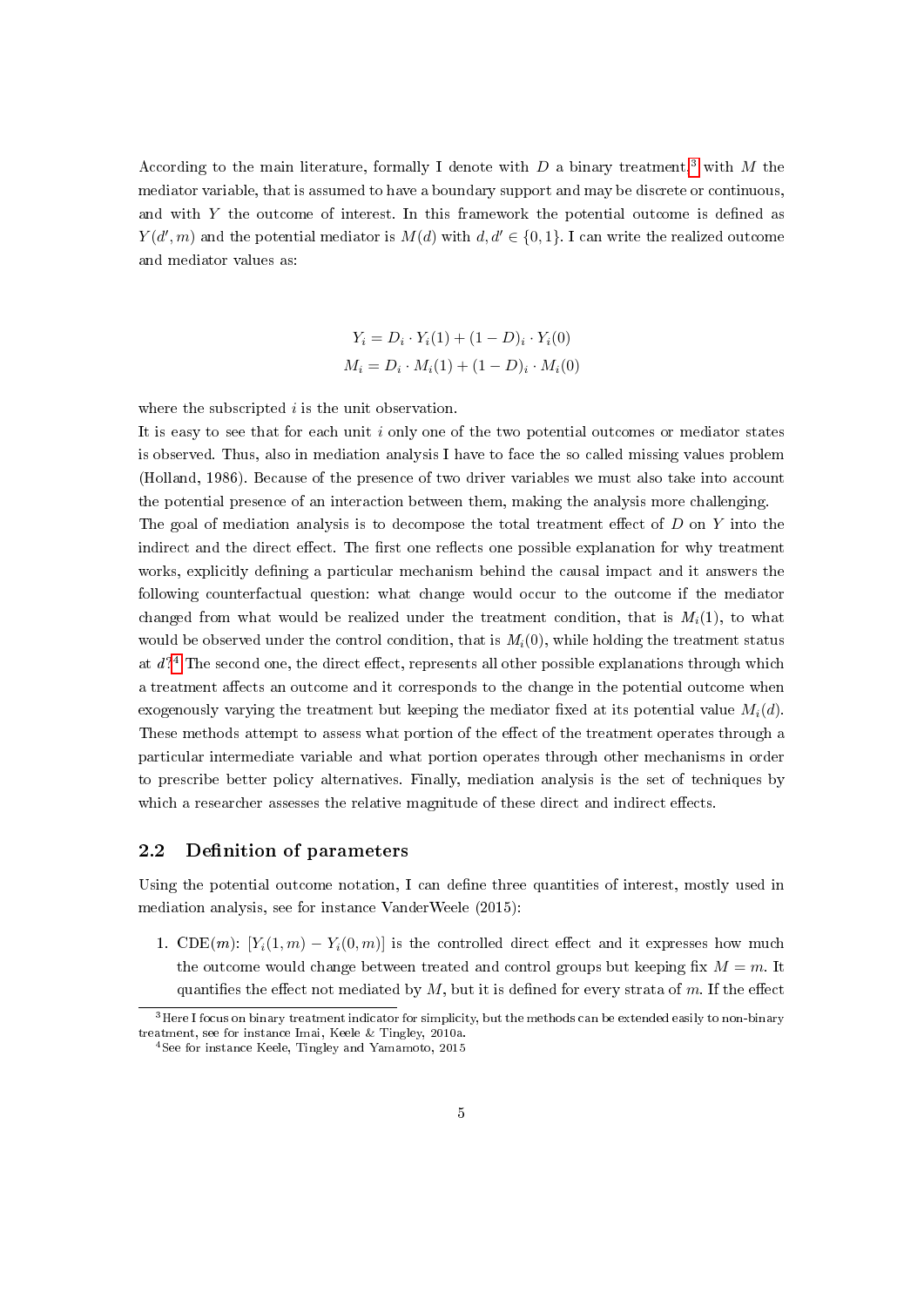According to the main literature, formally I denote with $D$ a binary treatment,[3] with $M$ the mediator variable, that is assumed to have a boundary support and may be discrete or continuous, and with $Y$ the outcome of interest. In this framework the potential outcome is defined as $Y(d', m)$ and the potential mediator is $M(d)$ with $d, d' \in \{0, 1\}$. I can write the realized outcome and mediator values as:

$$
\begin{aligned}
Y_i &= D_i \cdot Y_i(1) + (1 - D)_i \cdot Y_i(0) \\
M_i &= D_i \cdot M_i(1) + (1 - D)_i \cdot M_i(0)
\end{aligned}
$$

where the subscripted $i$ is the unit observation.

It is easy to see that for each unit $i$ only one of the two potential outcomes or mediator states is observed. Thus, also in mediation analysis I have to face the so called missing values problem (Holland, 1986). Because of the presence of two driver variables we must also take into account the potential presence of an interaction between them, making the analysis more challenging.

The goal of mediation analysis is to decompose the total treatment effect of $D$ on $Y$ into the indirect and the direct effect. The first one reflects one possible explanation for why treatment works, explicitly defining a particular mechanism behind the causal impact and it answers the following counterfactual question: what change would occur to the outcome if the mediator changed from what would be realized under the treatment condition, that is $M_i(1)$, to what would be observed under the control condition, that is $M_i(0)$, while holding the treatment status at $d$?[4] The second one, the direct effect, represents all other possible explanations through which a treatment affects an outcome and it corresponds to the change in the potential outcome when exogenously varying the treatment but keeping the mediator fixed at its potential value $M_i(d)$. These methods attempt to assess what portion of the effect of the treatment operates through a particular intermediate variable and what portion operates through other mechanisms in order to prescribe better policy alternatives. Finally, mediation analysis is the set of techniques by which a researcher assesses the relative magnitude of these direct and indirect effects.

## 2.2 Definition of parameters

Using the potential outcome notation, I can define three quantities of interest, mostly used in mediation analysis, see for instance VanderWeele (2015):

1. CDE($m$): $[Y_i(1, m) - Y_i(0, m)]$ is the controlled direct effect and it expresses how much the outcome would change between treated and control groups but keeping fix $M = m$. It quantifies the effect not mediated by $M$, but it is defined for every strata of $m$. If the effect

---

[3] Here I focus on binary treatment indicator for simplicity, but the methods can be extended easily to non-binary treatment, see for instance Imai, Keele & Tingley, 2010a.

[4] See for instance Keele, Tingley and Yamamoto, 2015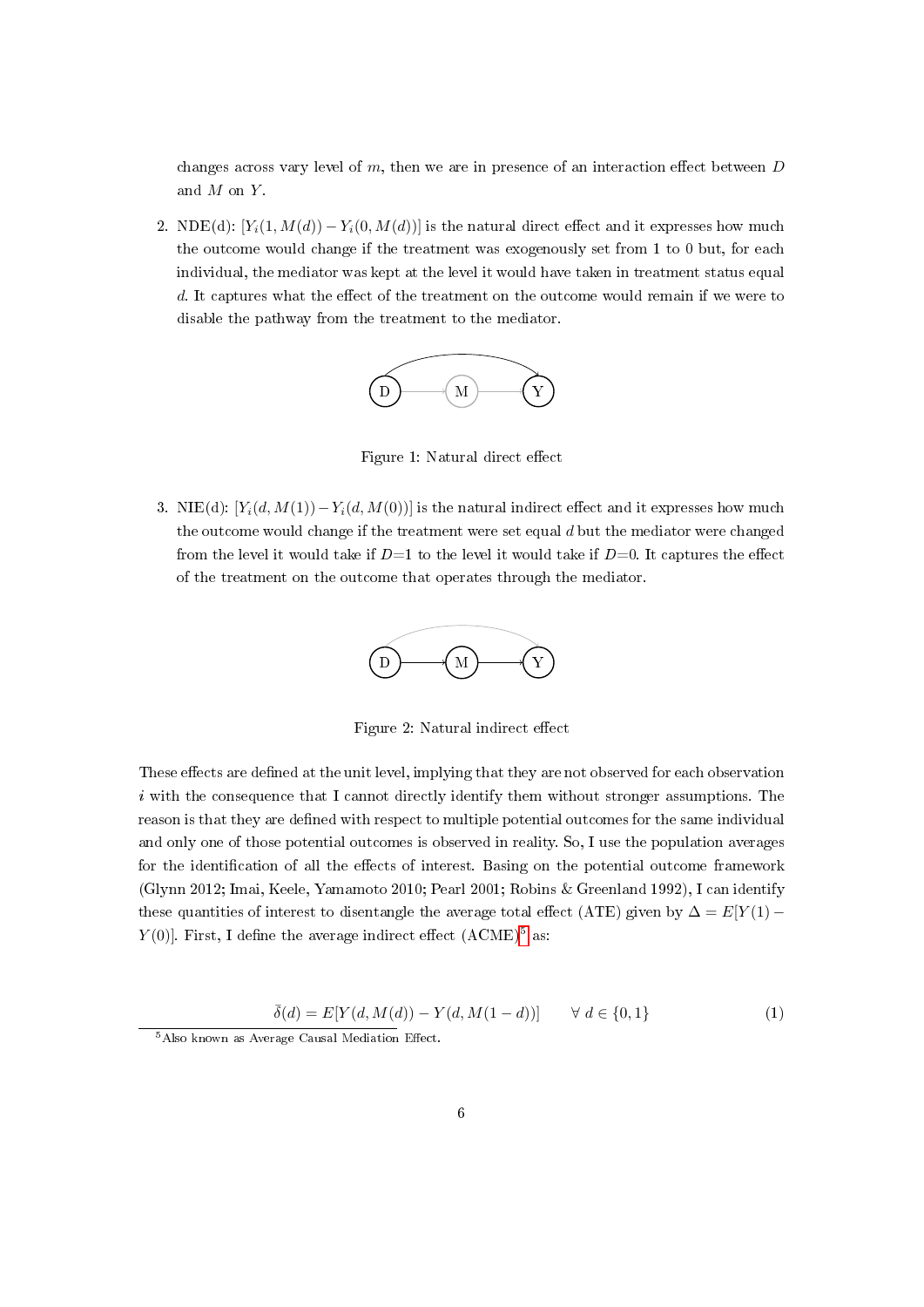changes across vary level of $m$, then we are in presence of an interaction effect between $D$ and $M$ on $Y$.

2. NDE(d): $[Y_i(1, M(d)) - Y_i(0, M(d))]$ is the natural direct effect and it expresses how much the outcome would change if the treatment was exogenously set from 1 to 0 but, for each individual, the mediator was kept at the level it would have taken in treatment status equal $d$. It captures what the effect of the treatment on the outcome would remain if we were to disable the pathway from the treatment to the mediator.

Figure 1: Natural direct effect

3. NIE(d): $[Y_i(d, M(1)) - Y_i(d, M(0))]$ is the natural indirect effect and it expresses how much the outcome would change if the treatment were set equal $d$ but the mediator were changed from the level it would take if $D$=1 to the level it would take if $D$=0. It captures the effect of the treatment on the outcome that operates through the mediator.

Figure 2: Natural indirect effect

These effects are defined at the unit level, implying that they are not observed for each observation $i$ with the consequence that I cannot directly identify them without stronger assumptions. The reason is that they are defined with respect to multiple potential outcomes for the same individual and only one of those potential outcomes is observed in reality. So, I use the population averages for the identification of all the effects of interest. Basing on the potential outcome framework (Glynn 2012; Imai, Keele, Yamamoto 2010; Pearl 2001; Robins & Greenland 1992), I can identify these quantities of interest to disentangle the average total effect (ATE) given by $\Delta = E[Y(1) - Y(0)]$. First, I define the average indirect effect (ACME)[5] as:

$$\bar{\delta}(d) = E[Y(d, M(d)) - Y(d, M(1-d))] \qquad \forall\ d \in \{0, 1\} \tag{1}$$

[5] Also known as Average Causal Mediation Effect.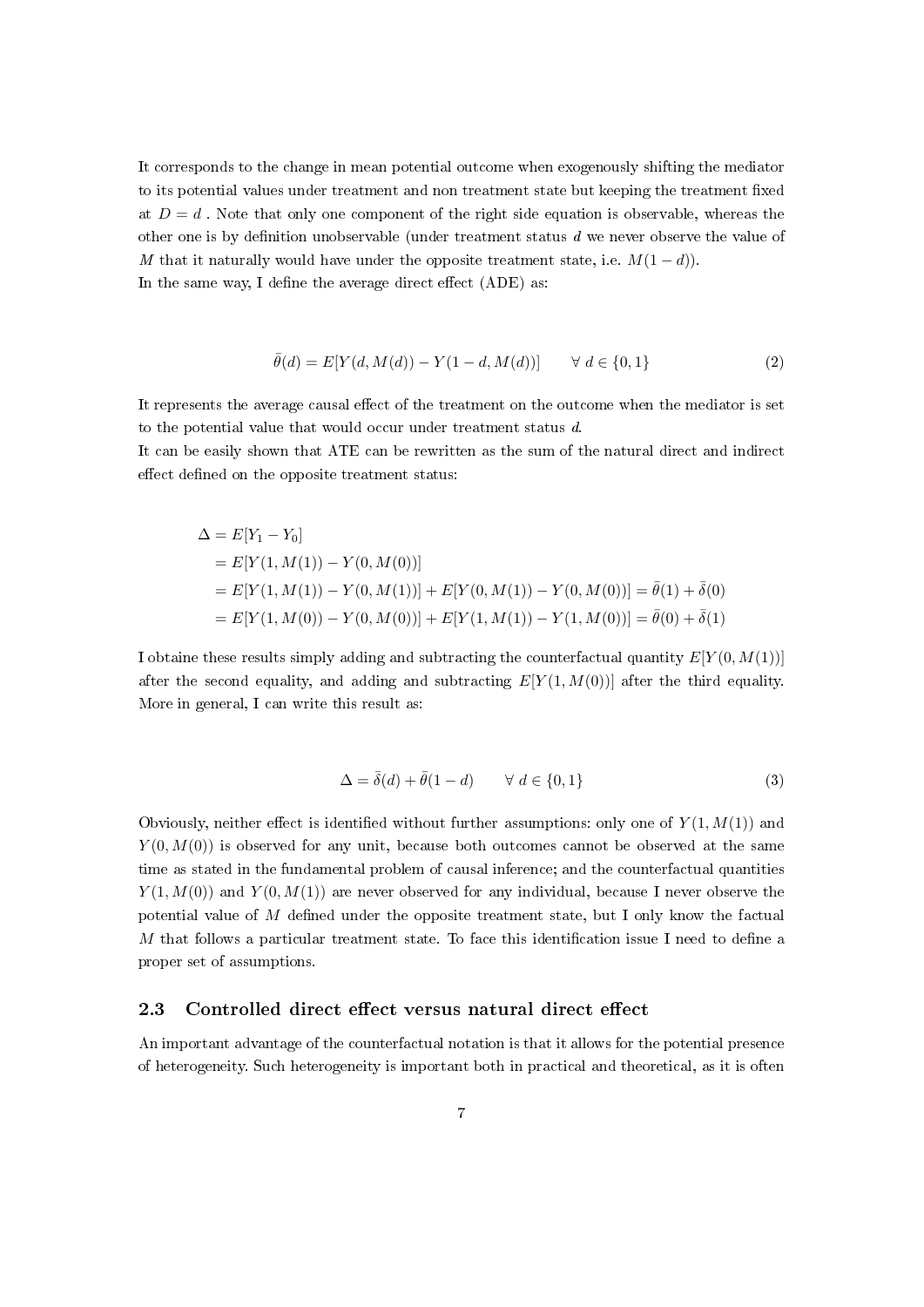It corresponds to the change in mean potential outcome when exogenously shifting the mediator to its potential values under treatment and non treatment state but keeping the treatment fixed at $D = d$ . Note that only one component of the right side equation is observable, whereas the other one is by definition unobservable (under treatment status $d$ we never observe the value of $M$ that it naturally would have under the opposite treatment state, i.e. $M(1-d)$).
In the same way, I define the average direct effect (ADE) as:

$$\bar{\theta}(d) = E[Y(d, M(d)) - Y(1-d, M(d))] \qquad \forall\ d \in \{0, 1\} \tag{2}$$

It represents the average causal effect of the treatment on the outcome when the mediator is set to the potential value that would occur under treatment status $d$.
It can be easily shown that ATE can be rewritten as the sum of the natural direct and indirect effect defined on the opposite treatment status:

$$\begin{aligned}
\Delta &= E[Y_1 - Y_0] \\
&= E[Y(1, M(1)) - Y(0, M(0))] \\
&= E[Y(1, M(1)) - Y(0, M(1))] + E[Y(0, M(1)) - Y(0, M(0))] = \bar{\theta}(1) + \bar{\delta}(0) \\
&= E[Y(1, M(0)) - Y(0, M(0))] + E[Y(1, M(1)) - Y(1, M(0))] = \bar{\theta}(0) + \bar{\delta}(1)
\end{aligned}$$

I obtaine these results simply adding and subtracting the counterfactual quantity $E[Y(0, M(1))]$ after the second equality, and adding and subtracting $E[Y(1, M(0))]$ after the third equality. More in general, I can write this result as:

$$\Delta = \bar{\delta}(d) + \bar{\theta}(1-d) \qquad \forall\ d \in \{0, 1\} \tag{3}$$

Obviously, neither effect is identified without further assumptions: only one of $Y(1, M(1))$ and $Y(0, M(0))$ is observed for any unit, because both outcomes cannot be observed at the same time as stated in the fundamental problem of causal inference; and the counterfactual quantities $Y(1, M(0))$ and $Y(0, M(1))$ are never observed for any individual, because I never observe the potential value of $M$ defined under the opposite treatment state, but I only know the factual $M$ that follows a particular treatment state. To face this identification issue I need to define a proper set of assumptions.

### 2.3 Controlled direct effect versus natural direct effect

An important advantage of the counterfactual notation is that it allows for the potential presence of heterogeneity. Such heterogeneity is important both in practical and theoretical, as it is often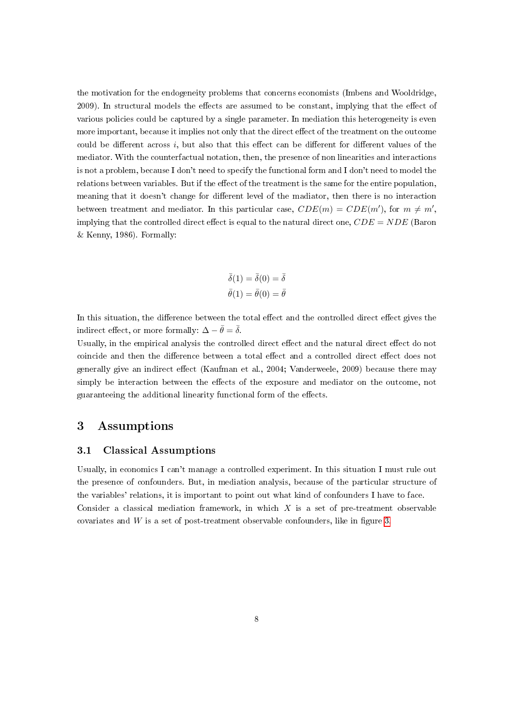the motivation for the endogeneity problems that concerns economists (Imbens and Wooldridge, 2009). In structural models the effects are assumed to be constant, implying that the effect of various policies could be captured by a single parameter. In mediation this heterogeneity is even more important, because it implies not only that the direct effect of the treatment on the outcome could be different across $i$, but also that this effect can be different for different values of the mediator. With the counterfactual notation, then, the presence of non linearities and interactions is not a problem, because I don't need to specify the functional form and I don't need to model the relations between variables. But if the effect of the treatment is the same for the entire population, meaning that it doesn't change for different level of the madiator, then there is no interaction between treatment and mediator. In this particular case, $CDE(m) = CDE(m')$, for $m \neq m'$, implying that the controlled direct effect is equal to the natural direct one, $CDE = NDE$ (Baron & Kenny, 1986). Formally:

$$\bar{\delta}(1) = \bar{\delta}(0) = \bar{\delta}$$
$$\bar{\theta}(1) = \bar{\theta}(0) = \bar{\theta}$$

In this situation, the difference between the total effect and the controlled direct effect gives the indirect effect, or more formally: $\Delta - \bar{\theta} = \bar{\delta}$.

Usually, in the empirical analysis the controlled direct effect and the natural direct effect do not coincide and then the difference between a total effect and a controlled direct effect does not generally give an indirect effect (Kaufman et al., 2004; Vanderweele, 2009) because there may simply be interaction between the effects of the exposure and mediator on the outcome, not guaranteeing the additional linearity functional form of the effects.

# 3 Assumptions

## 3.1 Classical Assumptions

Usually, in economics I can't manage a controlled experiment. In this situation I must rule out the presence of confounders. But, in mediation analysis, because of the particular structure of the variables' relations, it is important to point out what kind of confounders I have to face.

Consider a classical mediation framework, in which $X$ is a set of pre-treatment observable covariates and $W$ is a set of post-treatment observable confounders, like in figure 3.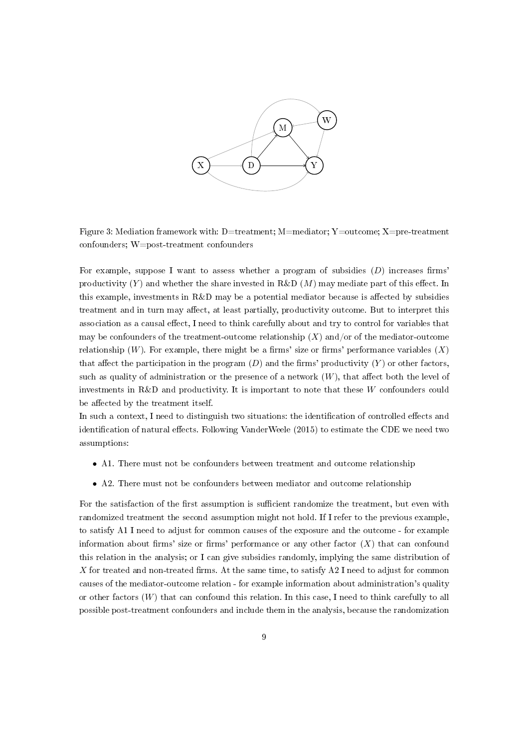Figure 3: Mediation framework with: D=treatment; M=mediator; Y=outcome; X=pre-treatment confounders; W=post-treatment confounders

For example, suppose I want to assess whether a program of subsidies ($D$) increases firms' productivity ($Y$) and whether the share invested in R&D ($M$) may mediate part of this effect. In this example, investments in R&D may be a potential mediator because is affected by subsidies treatment and in turn may affect, at least partially, productivity outcome. But to interpret this association as a causal effect, I need to think carefully about and try to control for variables that may be confounders of the treatment-outcome relationship ($X$) and/or of the mediator-outcome relationship ($W$). For example, there might be a firms' size or firms' performance variables ($X$) that affect the participation in the program ($D$) and the firms' productivity ($Y$) or other factors, such as quality of administration or the presence of a network ($W$), that affect both the level of investments in R&D and productivity. It is important to note that these $W$ confounders could be affected by the treatment itself.

In such a context, I need to distinguish two situations: the identification of controlled effects and identification of natural effects. Following VanderWeele (2015) to estimate the CDE we need two assumptions:

- A1. There must not be confounders between treatment and outcome relationship
- A2. There must not be confounders between mediator and outcome relationship

For the satisfaction of the first assumption is sufficient randomize the treatment, but even with randomized treatment the second assumption might not hold. If I refer to the previous example, to satisfy A1 I need to adjust for common causes of the exposure and the outcome - for example information about firms' size or firms' performance or any other factor ($X$) that can confound this relation in the analysis; or I can give subsidies randomly, implying the same distribution of $X$ for treated and non-treated firms. At the same time, to satisfy A2 I need to adjust for common causes of the mediator-outcome relation - for example information about administration's quality or other factors ($W$) that can confound this relation. In this case, I need to think carefully to all possible post-treatment confounders and include them in the analysis, because the randomization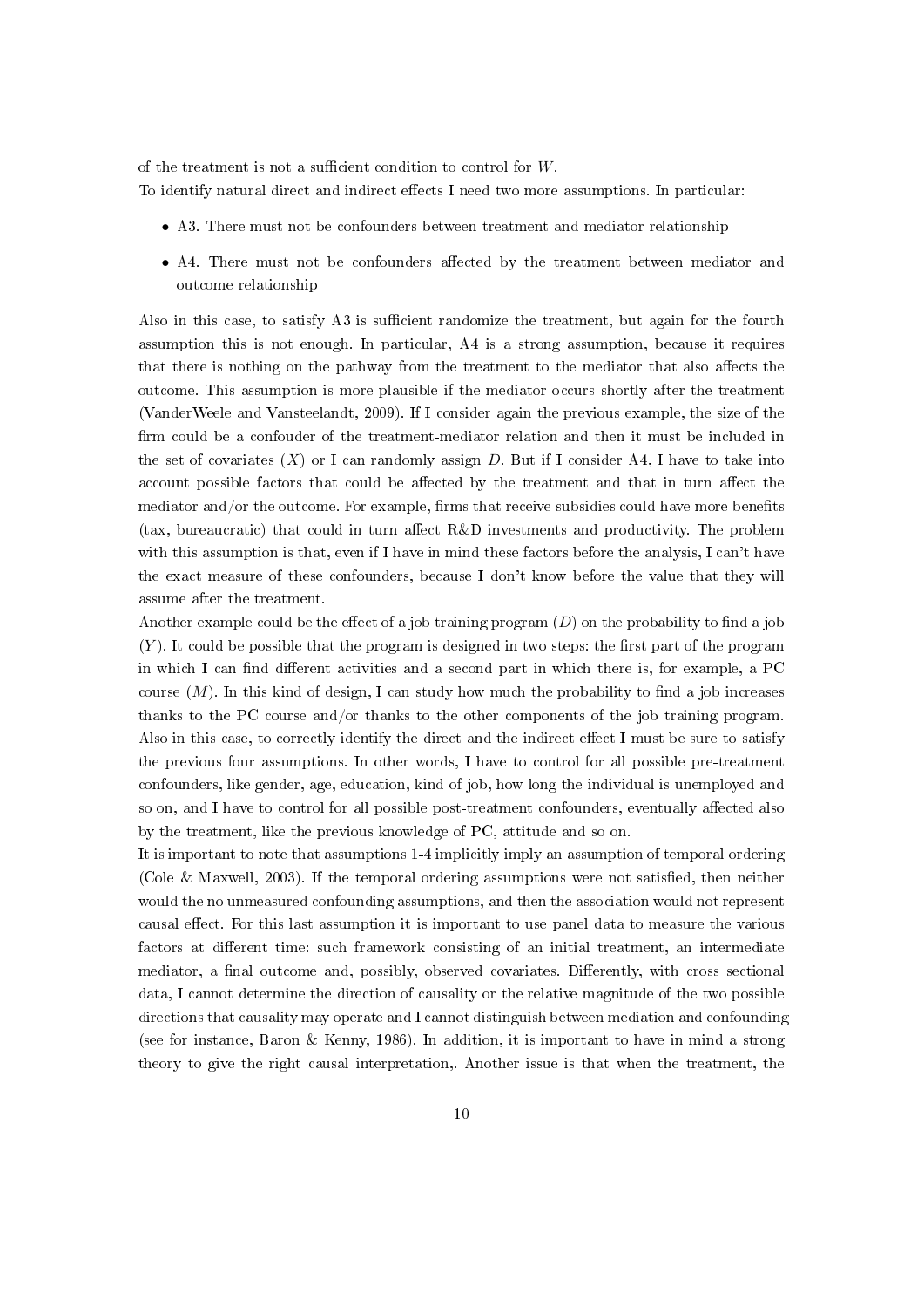of the treatment is not a sufficient condition to control for $W$.
To identify natural direct and indirect effects I need two more assumptions. In particular:

- A3. There must not be confounders between treatment and mediator relationship
- A4. There must not be confounders affected by the treatment between mediator and outcome relationship

Also in this case, to satisfy A3 is sufficient randomize the treatment, but again for the fourth assumption this is not enough. In particular, A4 is a strong assumption, because it requires that there is nothing on the pathway from the treatment to the mediator that also affects the outcome. This assumption is more plausible if the mediator occurs shortly after the treatment (VanderWeele and Vansteelandt, 2009). If I consider again the previous example, the size of the firm could be a confouder of the treatment-mediator relation and then it must be included in the set of covariates ($X$) or I can randomly assign $D$. But if I consider A4, I have to take into account possible factors that could be affected by the treatment and that in turn affect the mediator and/or the outcome. For example, firms that receive subsidies could have more benefits (tax, bureaucratic) that could in turn affect R&D investments and productivity. The problem with this assumption is that, even if I have in mind these factors before the analysis, I can't have the exact measure of these confounders, because I don't know before the value that they will assume after the treatment.
Another example could be the effect of a job training program ($D$) on the probability to find a job ($Y$). It could be possible that the program is designed in two steps: the first part of the program in which I can find different activities and a second part in which there is, for example, a PC course ($M$). In this kind of design, I can study how much the probability to find a job increases thanks to the PC course and/or thanks to the other components of the job training program. Also in this case, to correctly identify the direct and the indirect effect I must be sure to satisfy the previous four assumptions. In other words, I have to control for all possible pre-treatment confounders, like gender, age, education, kind of job, how long the individual is unemployed and so on, and I have to control for all possible post-treatment confounders, eventually affected also by the treatment, like the previous knowledge of PC, attitude and so on.
It is important to note that assumptions 1-4 implicitly imply an assumption of temporal ordering (Cole & Maxwell, 2003). If the temporal ordering assumptions were not satisfied, then neither would the no unmeasured confounding assumptions, and then the association would not represent causal effect. For this last assumption it is important to use panel data to measure the various factors at different time: such framework consisting of an initial treatment, an intermediate mediator, a final outcome and, possibly, observed covariates. Differently, with cross sectional data, I cannot determine the direction of causality or the relative magnitude of the two possible directions that causality may operate and I cannot distinguish between mediation and confounding (see for instance, Baron & Kenny, 1986). In addition, it is important to have in mind a strong theory to give the right causal interpretation,. Another issue is that when the treatment, the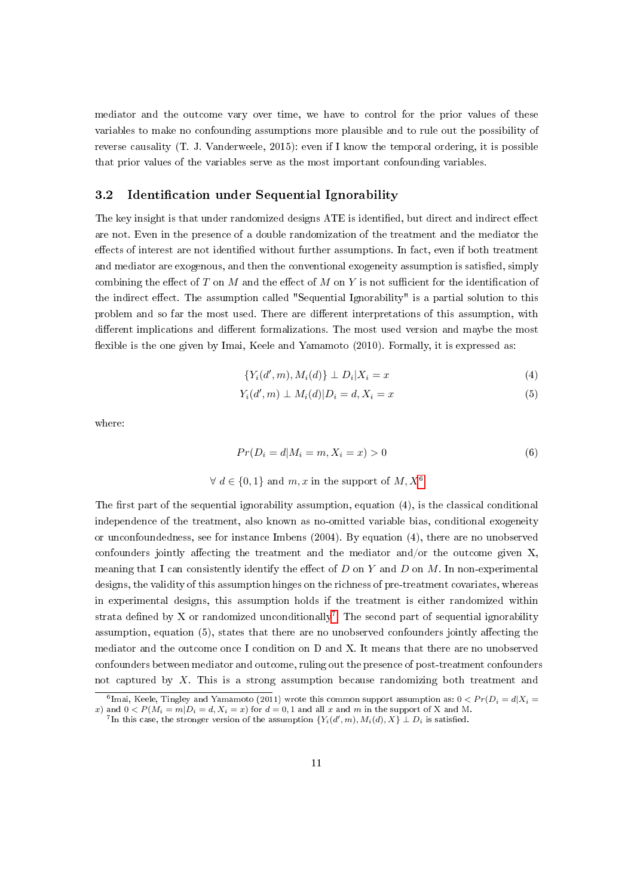mediator and the outcome vary over time, we have to control for the prior values of these variables to make no confounding assumptions more plausible and to rule out the possibility of reverse causality (T. J. Vanderweele, 2015): even if I know the temporal ordering, it is possible that prior values of the variables serve as the most important confounding variables.

## 3.2 Identification under Sequential Ignorability

The key insight is that under randomized designs ATE is identified, but direct and indirect effect are not. Even in the presence of a double randomization of the treatment and the mediator the effects of interest are not identified without further assumptions. In fact, even if both treatment and mediator are exogenous, and then the conventional exogeneity assumption is satisfied, simply combining the effect of $T$ on $M$ and the effect of $M$ on $Y$ is not sufficient for the identification of the indirect effect. The assumption called "Sequential Ignorability" is a partial solution to this problem and so far the most used. There are different interpretations of this assumption, with different implications and different formalizations. The most used version and maybe the most flexible is the one given by Imai, Keele and Yamamoto (2010). Formally, it is expressed as:

$$\{Y_i(d', m), M_i(d)\} \perp D_i | X_i = x \tag{4}$$

$$Y_i(d', m) \perp M_i(d) | D_i = d, X_i = x \tag{5}$$

where:

$$Pr(D_i = d | M_i = m, X_i = x) > 0 \tag{6}$$

$$\forall \; d \in \{0, 1\} \text{ and } m, x \text{ in the support of } M, X^{6}$$

The first part of the sequential ignorability assumption, equation (4), is the classical conditional independence of the treatment, also known as no-omitted variable bias, conditional exogeneity or unconfoundedness, see for instance Imbens (2004). By equation (4), there are no unobserved confounders jointly affecting the treatment and the mediator and/or the outcome given X, meaning that I can consistently identify the effect of $D$ on $Y$ and $D$ on $M$. In non-experimental designs, the validity of this assumption hinges on the richness of pre-treatment covariates, whereas in experimental designs, this assumption holds if the treatment is either randomized within strata defined by X or randomized unconditionally[7]. The second part of sequential ignorability assumption, equation (5), states that there are no unobserved confounders jointly affecting the mediator and the outcome once I condition on D and X. It means that there are no unobserved confounders between mediator and outcome, ruling out the presence of post-treatment confounders not captured by $X$. This is a strong assumption because randomizing both treatment and

[6] Imai, Keele, Tingley and Yamamoto (2011) wrote this common support assumption as: $0 < Pr(D_i = d | X_i = x)$ and $0 < P(M_i = m | D_i = d, X_i = x)$ for $d = 0, 1$ and all $x$ and $m$ in the support of X and M.

[7] In this case, the stronger version of the assumption $\{Y_i(d', m), M_i(d), X\} \perp D_i$ is satisfied.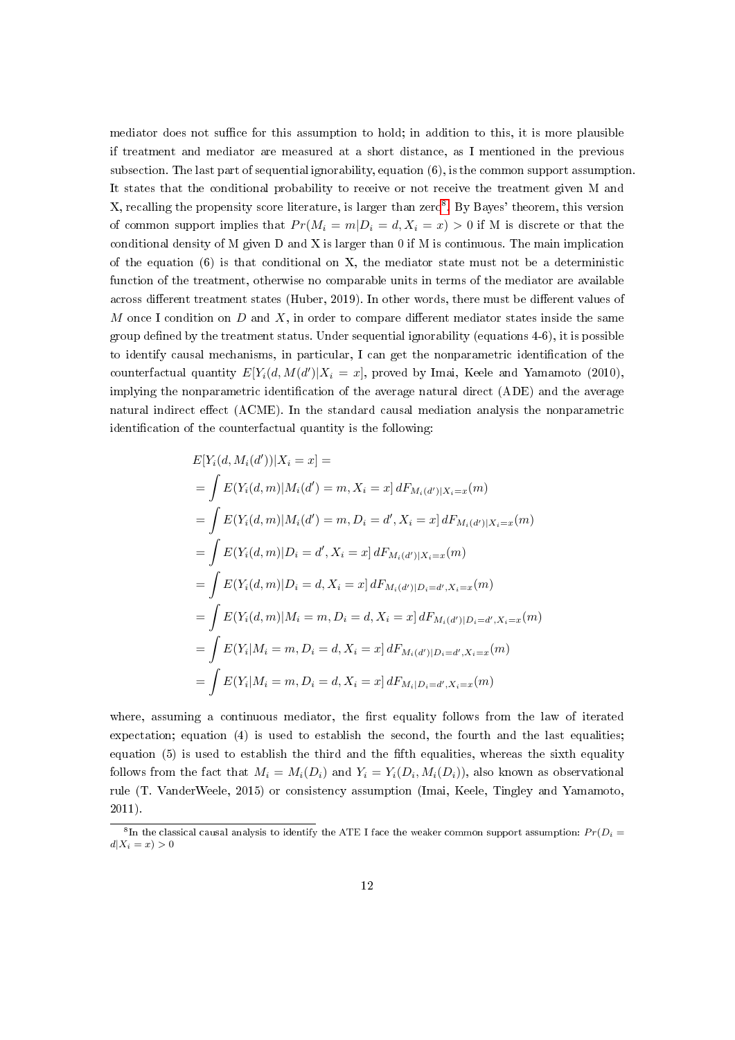mediator does not suffice for this assumption to hold; in addition to this, it is more plausible if treatment and mediator are measured at a short distance, as I mentioned in the previous subsection. The last part of sequential ignorability, equation (6), is the common support assumption. It states that the conditional probability to receive or not receive the treatment given M and X, recalling the propensity score literature, is larger than zero[8]. By Bayes' theorem, this version of common support implies that $Pr(M_i = m|D_i = d, X_i = x) > 0$ if M is discrete or that the conditional density of M given D and X is larger than 0 if M is continuous. The main implication of the equation (6) is that conditional on X, the mediator state must not be a deterministic function of the treatment, otherwise no comparable units in terms of the mediator are available across different treatment states (Huber, 2019). In other words, there must be different values of $M$ once I condition on $D$ and $X$, in order to compare different mediator states inside the same group defined by the treatment status. Under sequential ignorability (equations 4-6), it is possible to identify causal mechanisms, in particular, I can get the nonparametric identification of the counterfactual quantity $E[Y_i(d, M(d')|X_i = x]$, proved by Imai, Keele and Yamamoto (2010), implying the nonparametric identification of the average natural direct (ADE) and the average natural indirect effect (ACME). In the standard causal mediation analysis the nonparametric identification of the counterfactual quantity is the following:

$$
\begin{aligned}
&E[Y_i(d, M_i(d'))|X_i = x] = \\
&= \int E(Y_i(d, m)|M_i(d') = m, X_i = x]\, dF_{M_i(d')|X_i=x}(m) \\
&= \int E(Y_i(d, m)|M_i(d') = m, D_i = d', X_i = x]\, dF_{M_i(d')|X_i=x}(m) \\
&= \int E(Y_i(d, m)|D_i = d', X_i = x]\, dF_{M_i(d')|X_i=x}(m) \\
&= \int E(Y_i(d, m)|D_i = d, X_i = x]\, dF_{M_i(d')|D_i=d', X_i=x}(m) \\
&= \int E(Y_i(d, m)|M_i = m, D_i = d, X_i = x]\, dF_{M_i(d')|D_i=d', X_i=x}(m) \\
&= \int E(Y_i|M_i = m, D_i = d, X_i = x]\, dF_{M_i(d')|D_i=d', X_i=x}(m) \\
&= \int E(Y_i|M_i = m, D_i = d, X_i = x]\, dF_{M_i|D_i=d', X_i=x}(m)
\end{aligned}
$$

where, assuming a continuous mediator, the first equality follows from the law of iterated expectation; equation (4) is used to establish the second, the fourth and the last equalities; equation (5) is used to establish the third and the fifth equalities, whereas the sixth equality follows from the fact that $M_i = M_i(D_i)$ and $Y_i = Y_i(D_i, M_i(D_i))$, also known as observational rule (T. VanderWeele, 2015) or consistency assumption (Imai, Keele, Tingley and Yamamoto, 2011).

[8] In the classical causal analysis to identify the ATE I face the weaker common support assumption: $Pr(D_i = d|X_i = x) > 0$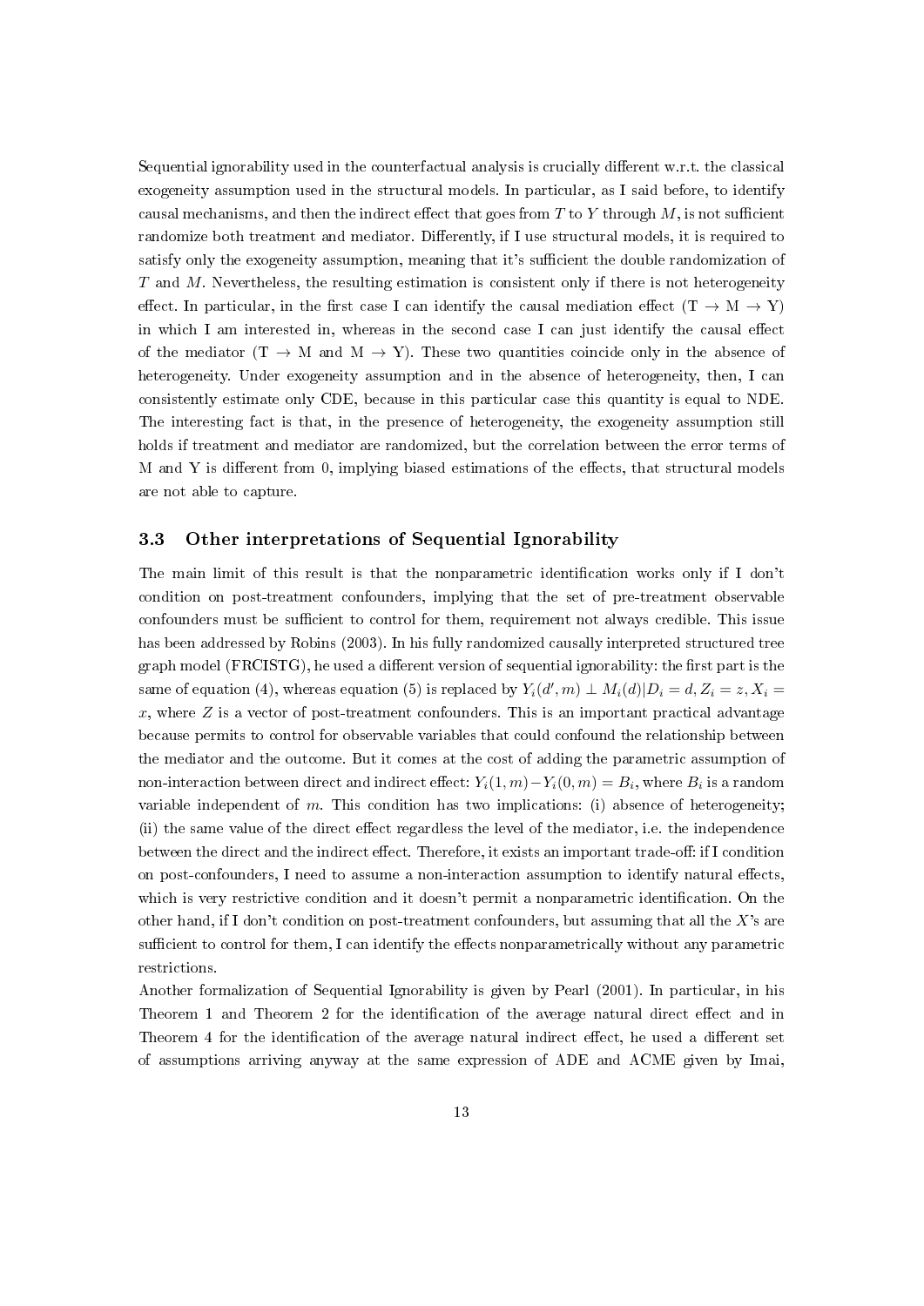Sequential ignorability used in the counterfactual analysis is crucially different w.r.t. the classical exogeneity assumption used in the structural models. In particular, as I said before, to identify causal mechanisms, and then the indirect effect that goes from $T$ to $Y$ through $M$, is not sufficient randomize both treatment and mediator. Differently, if I use structural models, it is required to satisfy only the exogeneity assumption, meaning that it's sufficient the double randomization of $T$ and $M$. Nevertheless, the resulting estimation is consistent only if there is not heterogeneity effect. In particular, in the first case I can identify the causal mediation effect (T $\rightarrow$ M $\rightarrow$ Y) in which I am interested in, whereas in the second case I can just identify the causal effect of the mediator (T $\rightarrow$ M and M $\rightarrow$ Y). These two quantities coincide only in the absence of heterogeneity. Under exogeneity assumption and in the absence of heterogeneity, then, I can consistently estimate only CDE, because in this particular case this quantity is equal to NDE. The interesting fact is that, in the presence of heterogeneity, the exogeneity assumption still holds if treatment and mediator are randomized, but the correlation between the error terms of M and Y is different from 0, implying biased estimations of the effects, that structural models are not able to capture.

### 3.3 Other interpretations of Sequential Ignorability

The main limit of this result is that the nonparametric identification works only if I don't condition on post-treatment confounders, implying that the set of pre-treatment observable confounders must be sufficient to control for them, requirement not always credible. This issue has been addressed by Robins (2003). In his fully randomized causally interpreted structured tree graph model (FRCISTG), he used a different version of sequential ignorability: the first part is the same of equation (4), whereas equation (5) is replaced by $Y_i(d', m) \perp M_i(d) | D_i = d, Z_i = z, X_i = x$, where $Z$ is a vector of post-treatment confounders. This is an important practical advantage because permits to control for observable variables that could confound the relationship between the mediator and the outcome. But it comes at the cost of adding the parametric assumption of non-interaction between direct and indirect effect: $Y_i(1, m) - Y_i(0, m) = B_i$, where $B_i$ is a random variable independent of $m$. This condition has two implications: (i) absence of heterogeneity; (ii) the same value of the direct effect regardless the level of the mediator, i.e. the independence between the direct and the indirect effect. Therefore, it exists an important trade-off: if I condition on post-confounders, I need to assume a non-interaction assumption to identify natural effects, which is very restrictive condition and it doesn't permit a nonparametric identification. On the other hand, if I don't condition on post-treatment confounders, but assuming that all the $X$'s are sufficient to control for them, I can identify the effects nonparametrically without any parametric restrictions.

Another formalization of Sequential Ignorability is given by Pearl (2001). In particular, in his Theorem 1 and Theorem 2 for the identification of the average natural direct effect and in Theorem 4 for the identification of the average natural indirect effect, he used a different set of assumptions arriving anyway at the same expression of ADE and ACME given by Imai,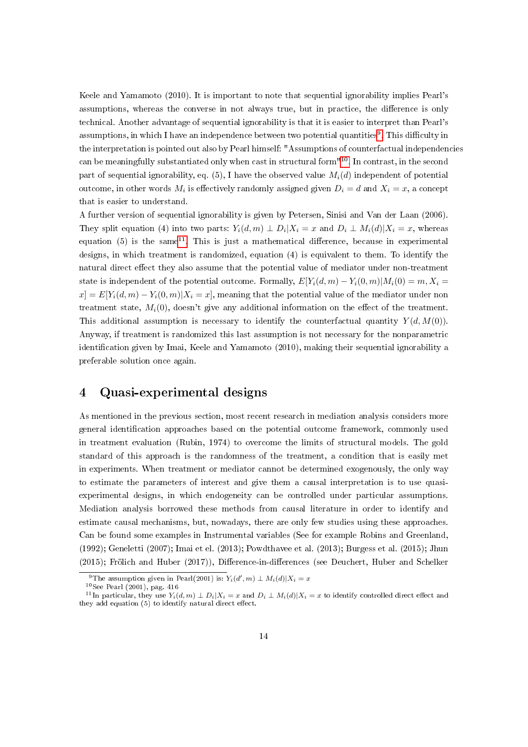Keele and Yamamoto (2010). It is important to note that sequential ignorability implies Pearl's assumptions, whereas the converse in not always true, but in practice, the difference is only technical. Another advantage of sequential ignorability is that it is easier to interpret than Pearl's assumptions, in which I have an independence between two potential quantities[9]. This difficulty in the interpretation is pointed out also by Pearl himself: "Assumptions of counterfactual independencies can be meaningfully substantiated only when cast in structural form"[10]. In contrast, in the second part of sequential ignorability, eq. (5), I have the observed value $M_i(d)$ independent of potential outcome, in other words $M_i$ is effectively randomly assigned given $D_i = d$ and $X_i = x$, a concept that is easier to understand.

A further version of sequential ignorability is given by Petersen, Sinisi and Van der Laan (2006). They split equation (4) into two parts: $Y_i(d,m) \perp D_i|X_i = x$ and $D_i \perp M_i(d)|X_i = x$, whereas equation (5) is the same[11]. This is just a mathematical difference, because in experimental designs, in which treatment is randomized, equation (4) is equivalent to them. To identify the natural direct effect they also assume that the potential value of mediator under non-treatment state is independent of the potential outcome. Formally, $E[Y_i(d,m) - Y_i(0,m)|M_i(0) = m, X_i = x] = E[Y_i(d,m) - Y_i(0,m)|X_i = x]$, meaning that the potential value of the mediator under non treatment state, $M_i(0)$, doesn't give any additional information on the effect of the treatment. This additional assumption is necessary to identify the counterfactual quantity $Y(d, M(0))$. Anyway, if treatment is randomized this last assumption is not necessary for the nonparametric identification given by Imai, Keele and Yamamoto (2010), making their sequential ignorability a preferable solution once again.

## 4 Quasi-experimental designs

As mentioned in the previous section, most recent research in mediation analysis considers more general identification approaches based on the potential outcome framework, commonly used in treatment evaluation (Rubin, 1974) to overcome the limits of structural models. The gold standard of this approach is the randomness of the treatment, a condition that is easily met in experiments. When treatment or mediator cannot be determined exogenously, the only way to estimate the parameters of interest and give them a causal interpretation is to use quasi-experimental designs, in which endogeneity can be controlled under particular assumptions. Mediation analysis borrowed these methods from causal literature in order to identify and estimate causal mechanisms, but, nowadays, there are only few studies using these approaches. Can be found some examples in Instrumental variables (See for example Robins and Greenland, (1992); Geneletti (2007); Imai et el. (2013); Powdthavee et al. (2013); Burgess et al. (2015); Jhun (2015); Frölich and Huber (2017)), Difference-in-differences (see Deuchert, Huber and Schelker

---

[9] The assumption given in Pearl(2001) is: $Y_i(d', m) \perp M_i(d)|X_i = x$

[10] See Pearl (2001), pag. 416

[11] In particular, they use $Y_i(d,m) \perp D_i|X_i = x$ and $D_i \perp M_i(d)|X_i = x$ to identify controlled direct effect and they add equation (5) to identify natural direct effect.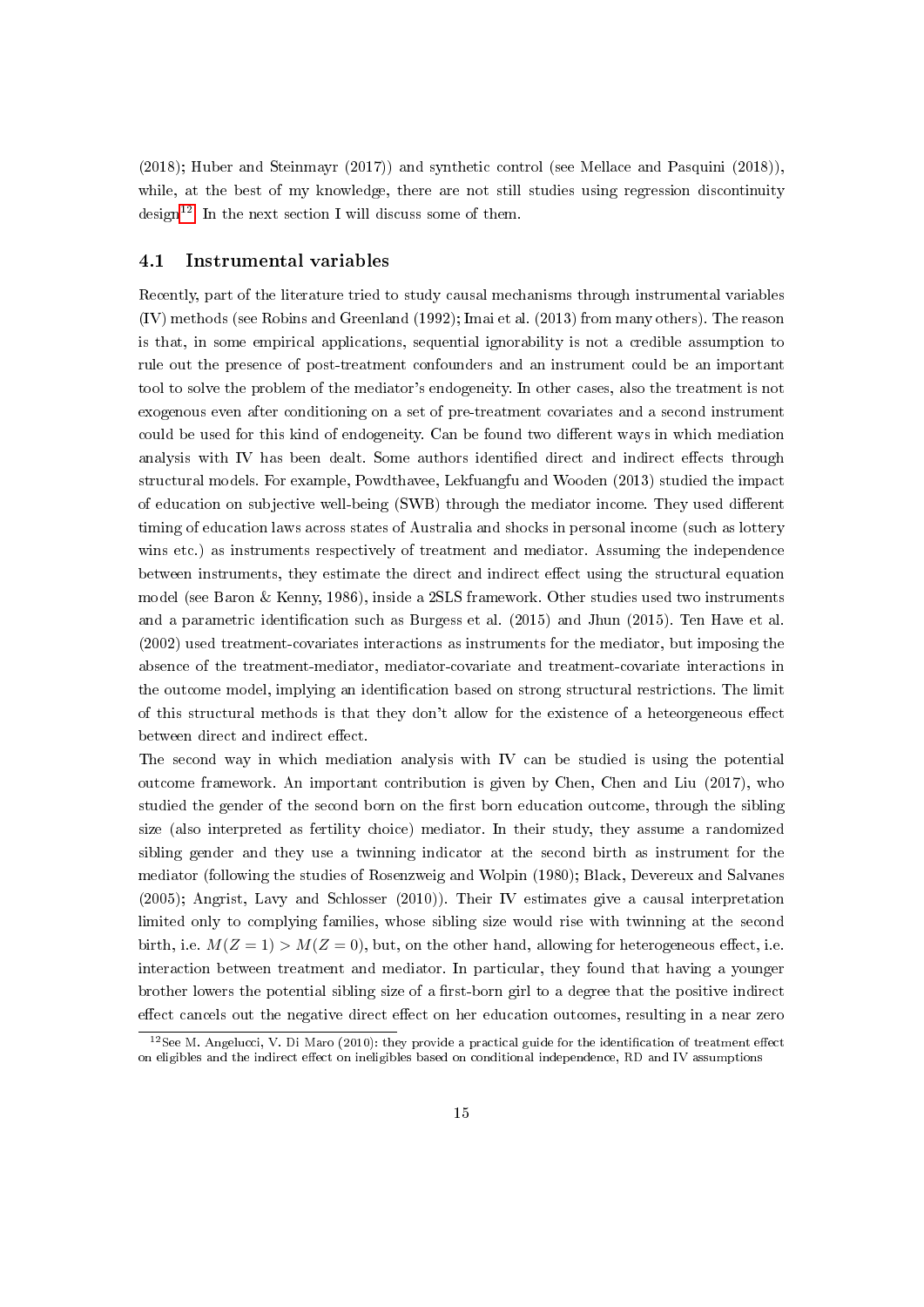(2018); Huber and Steinmayr (2017)) and synthetic control (see Mellace and Pasquini (2018)), while, at the best of my knowledge, there are not still studies using regression discontinuity design[12]. In the next section I will discuss some of them.

## 4.1 Instrumental variables

Recently, part of the literature tried to study causal mechanisms through instrumental variables (IV) methods (see Robins and Greenland (1992); Imai et al. (2013) from many others). The reason is that, in some empirical applications, sequential ignorability is not a credible assumption to rule out the presence of post-treatment confounders and an instrument could be an important tool to solve the problem of the mediator's endogeneity. In other cases, also the treatment is not exogenous even after conditioning on a set of pre-treatment covariates and a second instrument could be used for this kind of endogeneity. Can be found two different ways in which mediation analysis with IV has been dealt. Some authors identified direct and indirect effects through structural models. For example, Powdthavee, Lekfuangfu and Wooden (2013) studied the impact of education on subjective well-being (SWB) through the mediator income. They used different timing of education laws across states of Australia and shocks in personal income (such as lottery wins etc.) as instruments respectively of treatment and mediator. Assuming the independence between instruments, they estimate the direct and indirect effect using the structural equation model (see Baron & Kenny, 1986), inside a 2SLS framework. Other studies used two instruments and a parametric identification such as Burgess et al. (2015) and Jhun (2015). Ten Have et al. (2002) used treatment-covariates interactions as instruments for the mediator, but imposing the absence of the treatment-mediator, mediator-covariate and treatment-covariate interactions in the outcome model, implying an identification based on strong structural restrictions. The limit of this structural methods is that they don't allow for the existence of a heterogeneous effect between direct and indirect effect.

The second way in which mediation analysis with IV can be studied is using the potential outcome framework. An important contribution is given by Chen, Chen and Liu (2017), who studied the gender of the second born on the first born education outcome, through the sibling size (also interpreted as fertility choice) mediator. In their study, they assume a randomized sibling gender and they use a twinning indicator at the second birth as instrument for the mediator (following the studies of Rosenzweig and Wolpin (1980); Black, Devereux and Salvanes (2005); Angrist, Lavy and Schlosser (2010)). Their IV estimates give a causal interpretation limited only to complying families, whose sibling size would rise with twinning at the second birth, i.e. $M(Z = 1) > M(Z = 0)$, but, on the other hand, allowing for heterogeneous effect, i.e. interaction between treatment and mediator. In particular, they found that having a younger brother lowers the potential sibling size of a first-born girl to a degree that the positive indirect effect cancels out the negative direct effect on her education outcomes, resulting in a near zero

[12] See M. Angelucci, V. Di Maro (2010): they provide a practical guide for the identification of treatment effect on eligibles and the indirect effect on ineligibles based on conditional independence, RD and IV assumptions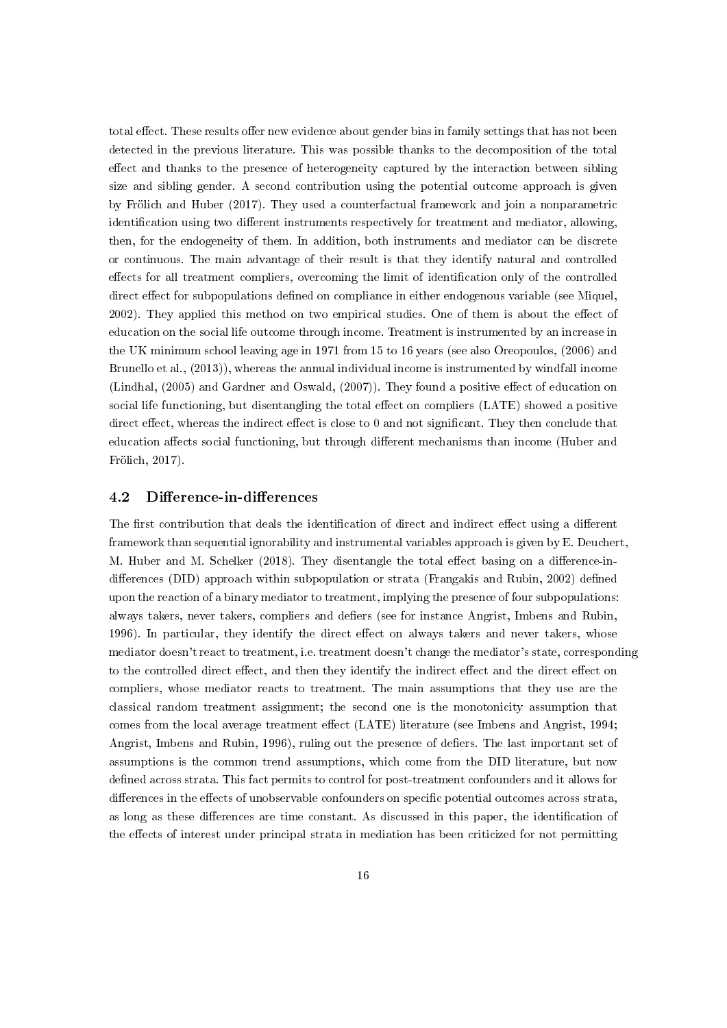total effect. These results offer new evidence about gender bias in family settings that has not been detected in the previous literature. This was possible thanks to the decomposition of the total effect and thanks to the presence of heterogeneity captured by the interaction between sibling size and sibling gender. A second contribution using the potential outcome approach is given by Frölich and Huber (2017). They used a counterfactual framework and join a nonparametric identification using two different instruments respectively for treatment and mediator, allowing, then, for the endogeneity of them. In addition, both instruments and mediator can be discrete or continuous. The main advantage of their result is that they identify natural and controlled effects for all treatment compliers, overcoming the limit of identification only of the controlled direct effect for subpopulations defined on compliance in either endogenous variable (see Miquel, 2002). They applied this method on two empirical studies. One of them is about the effect of education on the social life outcome through income. Treatment is instrumented by an increase in the UK minimum school leaving age in 1971 from 15 to 16 years (see also Oreopoulos, (2006) and Brunello et al., (2013)), whereas the annual individual income is instrumented by windfall income (Lindhal, (2005) and Gardner and Oswald, (2007)). They found a positive effect of education on social life functioning, but disentangling the total effect on compliers (LATE) showed a positive direct effect, whereas the indirect effect is close to 0 and not significant. They then conclude that education affects social functioning, but through different mechanisms than income (Huber and Frölich, 2017).

## 4.2 Difference-in-differences

The first contribution that deals the identification of direct and indirect effect using a different framework than sequential ignorability and instrumental variables approach is given by E. Deuchert, M. Huber and M. Schelker (2018). They disentangle the total effect basing on a difference-in-differences (DID) approach within subpopulation or strata (Frangakis and Rubin, 2002) defined upon the reaction of a binary mediator to treatment, implying the presence of four subpopulations: always takers, never takers, compliers and defiers (see for instance Angrist, Imbens and Rubin, 1996). In particular, they identify the direct effect on always takers and never takers, whose mediator doesn't react to treatment, i.e. treatment doesn't change the mediator's state, corresponding to the controlled direct effect, and then they identify the indirect effect and the direct effect on compliers, whose mediator reacts to treatment. The main assumptions that they use are the classical random treatment assignment; the second one is the monotonicity assumption that comes from the local average treatment effect (LATE) literature (see Imbens and Angrist, 1994; Angrist, Imbens and Rubin, 1996), ruling out the presence of defiers. The last important set of assumptions is the common trend assumptions, which come from the DID literature, but now defined across strata. This fact permits to control for post-treatment confounders and it allows for differences in the effects of unobservable confounders on specific potential outcomes across strata, as long as these differences are time constant. As discussed in this paper, the identification of the effects of interest under principal strata in mediation has been criticized for not permitting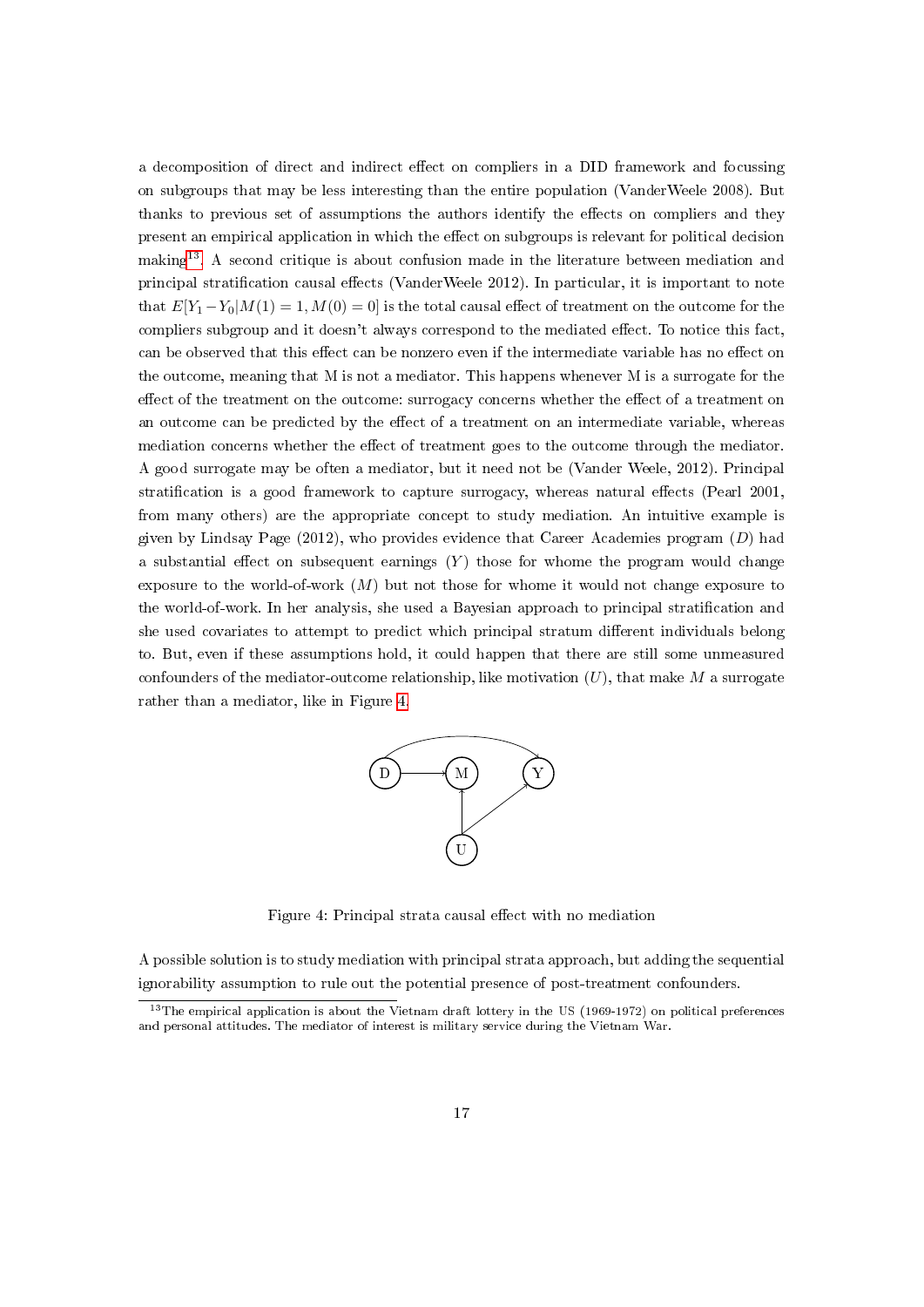a decomposition of direct and indirect effect on compliers in a DID framework and focussing on subgroups that may be less interesting than the entire population (VanderWeele 2008). But thanks to previous set of assumptions the authors identify the effects on compliers and they present an empirical application in which the effect on subgroups is relevant for political decision making[13]. A second critique is about confusion made in the literature between mediation and principal stratification causal effects (VanderWeele 2012). In particular, it is important to note that $E[Y_1 - Y_0|M(1) = 1, M(0) = 0]$ is the total causal effect of treatment on the outcome for the compliers subgroup and it doesn't always correspond to the mediated effect. To notice this fact, can be observed that this effect can be nonzero even if the intermediate variable has no effect on the outcome, meaning that M is not a mediator. This happens whenever M is a surrogate for the effect of the treatment on the outcome: surrogacy concerns whether the effect of a treatment on an outcome can be predicted by the effect of a treatment on an intermediate variable, whereas mediation concerns whether the effect of treatment goes to the outcome through the mediator. A good surrogate may be often a mediator, but it need not be (Vander Weele, 2012). Principal stratification is a good framework to capture surrogacy, whereas natural effects (Pearl 2001, from many others) are the appropriate concept to study mediation. An intuitive example is given by Lindsay Page (2012), who provides evidence that Career Academies program ($D$) had a substantial effect on subsequent earnings ($Y$) those for whome the program would change exposure to the world-of-work ($M$) but not those for whome it would not change exposure to the world-of-work. In her analysis, she used a Bayesian approach to principal stratification and she used covariates to attempt to predict which principal stratum different individuals belong to. But, even if these assumptions hold, it could happen that there are still some unmeasured confounders of the mediator-outcome relationship, like motivation ($U$), that make $M$ a surrogate rather than a mediator, like in Figure 4.

Figure 4: Principal strata causal effect with no mediation

A possible solution is to study mediation with principal strata approach, but adding the sequential ignorability assumption to rule out the potential presence of post-treatment confounders.

[13] The empirical application is about the Vietnam draft lottery in the US (1969-1972) on political preferences and personal attitudes. The mediator of interest is military service during the Vietnam War.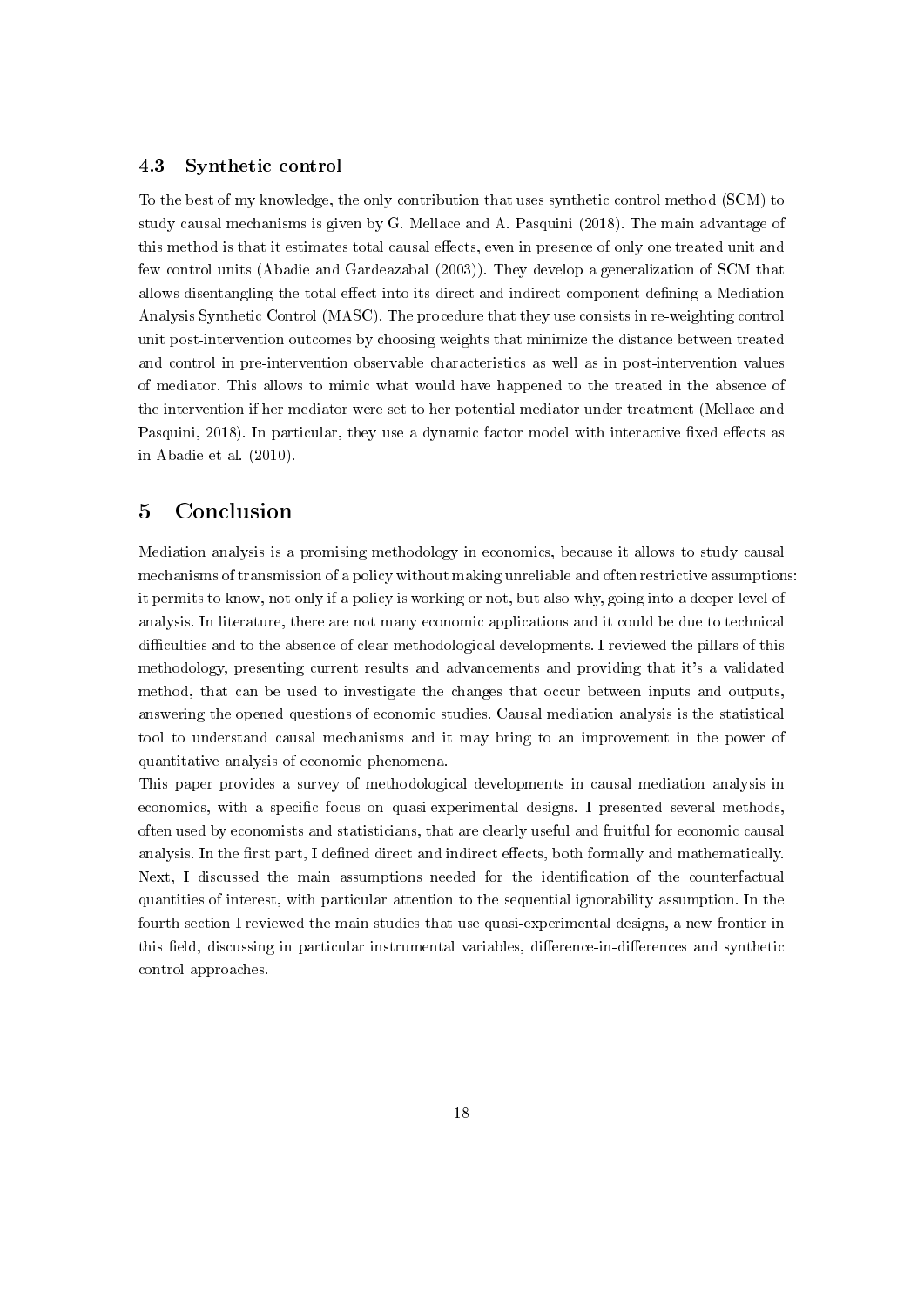### 4.3 Synthetic control

To the best of my knowledge, the only contribution that uses synthetic control method (SCM) to study causal mechanisms is given by G. Mellace and A. Pasquini (2018). The main advantage of this method is that it estimates total causal effects, even in presence of only one treated unit and few control units (Abadie and Gardeazabal (2003)). They develop a generalization of SCM that allows disentangling the total effect into its direct and indirect component defining a Mediation Analysis Synthetic Control (MASC). The procedure that they use consists in re-weighting control unit post-intervention outcomes by choosing weights that minimize the distance between treated and control in pre-intervention observable characteristics as well as in post-intervention values of mediator. This allows to mimic what would have happened to the treated in the absence of the intervention if her mediator were set to her potential mediator under treatment (Mellace and Pasquini, 2018). In particular, they use a dynamic factor model with interactive fixed effects as in Abadie et al. (2010).

## 5 Conclusion

Mediation analysis is a promising methodology in economics, because it allows to study causal mechanisms of transmission of a policy without making unreliable and often restrictive assumptions: it permits to know, not only if a policy is working or not, but also why, going into a deeper level of analysis. In literature, there are not many economic applications and it could be due to technical difficulties and to the absence of clear methodological developments. I reviewed the pillars of this methodology, presenting current results and advancements and providing that it's a validated method, that can be used to investigate the changes that occur between inputs and outputs, answering the opened questions of economic studies. Causal mediation analysis is the statistical tool to understand causal mechanisms and it may bring to an improvement in the power of quantitative analysis of economic phenomena.

This paper provides a survey of methodological developments in causal mediation analysis in economics, with a specific focus on quasi-experimental designs. I presented several methods, often used by economists and statisticians, that are clearly useful and fruitful for economic causal analysis. In the first part, I defined direct and indirect effects, both formally and mathematically. Next, I discussed the main assumptions needed for the identification of the counterfactual quantities of interest, with particular attention to the sequential ignorability assumption. In the fourth section I reviewed the main studies that use quasi-experimental designs, a new frontier in this field, discussing in particular instrumental variables, difference-in-differences and synthetic control approaches.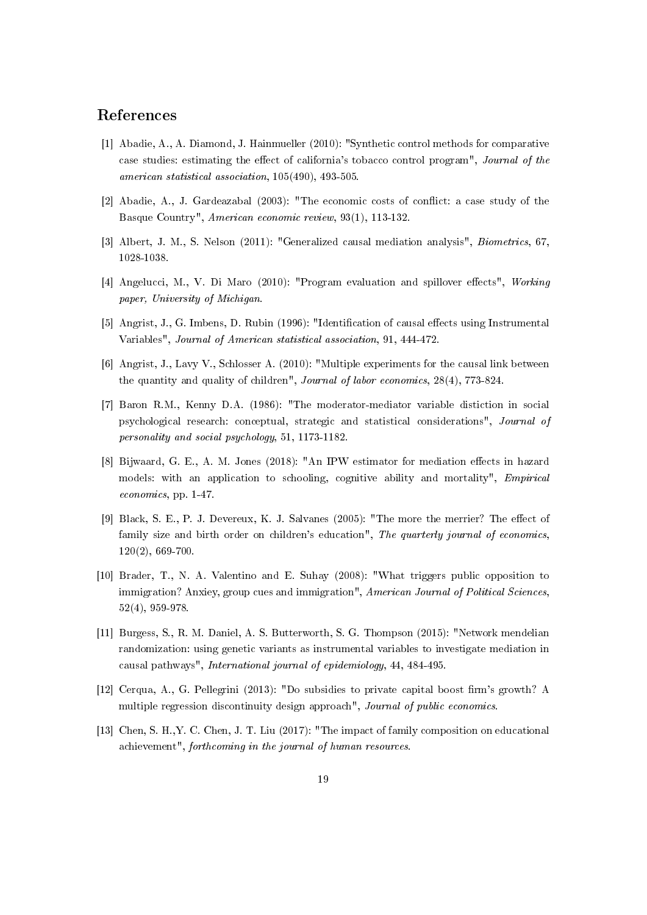# References

[1] Abadie, A., A. Diamond, J. Hainmueller (2010): "Synthetic control methods for comparative case studies: estimating the effect of california's tobacco control program", *Journal of the american statistical association*, 105(490), 493-505.

[2] Abadie, A., J. Gardeazabal (2003): "The economic costs of conflict: a case study of the Basque Country", *American economic review*, 93(1), 113-132.

[3] Albert, J. M., S. Nelson (2011): "Generalized causal mediation analysis", *Biometrics*, 67, 1028-1038.

[4] Angelucci, M., V. Di Maro (2010): "Program evaluation and spillover effects", *Working paper, University of Michigan*.

[5] Angrist, J., G. Imbens, D. Rubin (1996): "Identification of causal effects using Instrumental Variables", *Journal of American statistical association*, 91, 444-472.

[6] Angrist, J., Lavy V., Schlosser A. (2010): "Multiple experiments for the causal link between the quantity and quality of children", *Journal of labor economics*, 28(4), 773-824.

[7] Baron R.M., Kenny D.A. (1986): "The moderator-mediator variable distiction in social psychological research: conceptual, strategic and statistical considerations", *Journal of personality and social psychology*, 51, 1173-1182.

[8] Bijwaard, G. E., A. M. Jones (2018): "An IPW estimator for mediation effects in hazard models: with an application to schooling, cognitive ability and mortality", *Empirical economics*, pp. 1-47.

[9] Black, S. E., P. J. Devereux, K. J. Salvanes (2005): "The more the merrier? The effect of family size and birth order on children's education", *The quarterly journal of economics*, 120(2), 669-700.

[10] Brader, T., N. A. Valentino and E. Suhay (2008): "What triggers public opposition to immigration? Anxiey, group cues and immigration", *American Journal of Political Sciences*, 52(4), 959-978.

[11] Burgess, S., R. M. Daniel, A. S. Butterworth, S. G. Thompson (2015): "Network mendelian randomization: using genetic variants as instrumental variables to investigate mediation in causal pathways", *International journal of epidemiology*, 44, 484-495.

[12] Cerqua, A., G. Pellegrini (2013): "Do subsidies to private capital boost firm's growth? A multiple regression discontinuity design approach", *Journal of public economics*.

[13] Chen, S. H.,Y. C. Chen, J. T. Liu (2017): "The impact of family composition on educational achievement", *forthcoming in the journal of human resources*.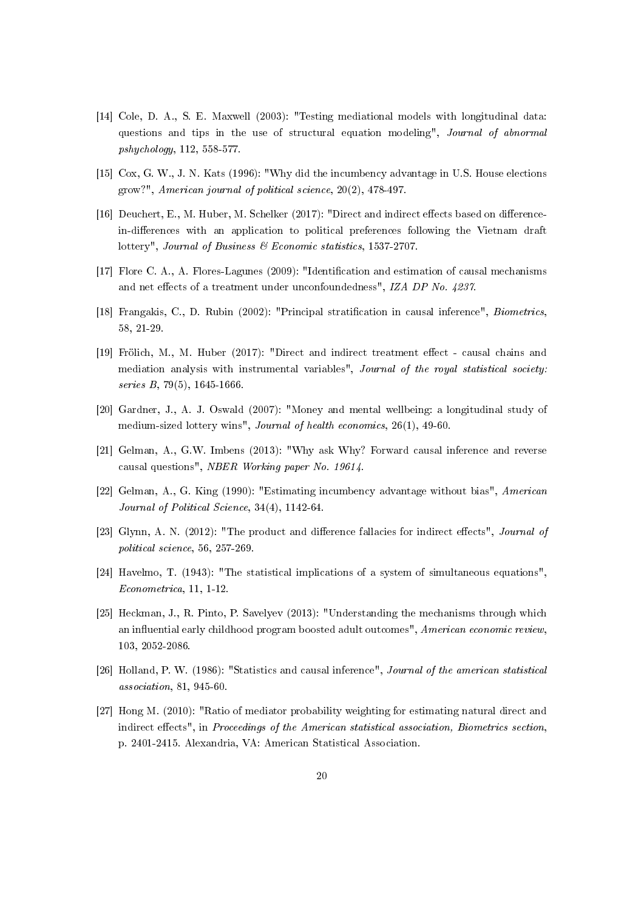[14] Cole, D. A., S. E. Maxwell (2003): "Testing mediational models with longitudinal data: questions and tips in the use of structural equation modeling", *Journal of abnormal pshychology*, 112, 558-577.

[15] Cox, G. W., J. N. Kats (1996): "Why did the incumbency advantage in U.S. House elections grow?", *American journal of political science*, 20(2), 478-497.

[16] Deuchert, E., M. Huber, M. Schelker (2017): "Direct and indirect effects based on difference-in-differences with an application to political preferences following the Vietnam draft lottery", *Journal of Business & Economic statistics*, 1537-2707.

[17] Flore C. A., A. Flores-Lagunes (2009): "Identification and estimation of causal mechanisms and net effects of a treatment under unconfoundedness", *IZA DP No. 4237*.

[18] Frangakis, C., D. Rubin (2002): "Principal stratification in causal inference", *Biometrics*, 58, 21-29.

[19] Frölich, M., M. Huber (2017): "Direct and indirect treatment effect - causal chains and mediation analysis with instrumental variables", *Journal of the royal statistical society: series B*, 79(5), 1645-1666.

[20] Gardner, J., A. J. Oswald (2007): "Money and mental wellbeing: a longitudinal study of medium-sized lottery wins", *Journal of health economics*, 26(1), 49-60.

[21] Gelman, A., G.W. Imbens (2013): "Why ask Why? Forward causal inference and reverse causal questions", *NBER Working paper No. 19614*.

[22] Gelman, A., G. King (1990): "Estimating incumbency advantage without bias", *American Journal of Political Science*, 34(4), 1142-64.

[23] Glynn, A. N. (2012): "The product and difference fallacies for indirect effects", *Journal of political science*, 56, 257-269.

[24] Havelmo, T. (1943): "The statistical implications of a system of simultaneous equations", *Econometrica*, 11, 1-12.

[25] Heckman, J., R. Pinto, P. Savelyev (2013): "Understanding the mechanisms through which an influential early childhood program boosted adult outcomes", *American economic review*, 103, 2052-2086.

[26] Holland, P. W. (1986): "Statistics and causal inference", *Journal of the american statistical association*, 81, 945-60.

[27] Hong M. (2010): "Ratio of mediator probability weighting for estimating natural direct and indirect effects", in *Proceedings of the American statistical association, Biometrics section*, p. 2401-2415. Alexandria, VA: American Statistical Association.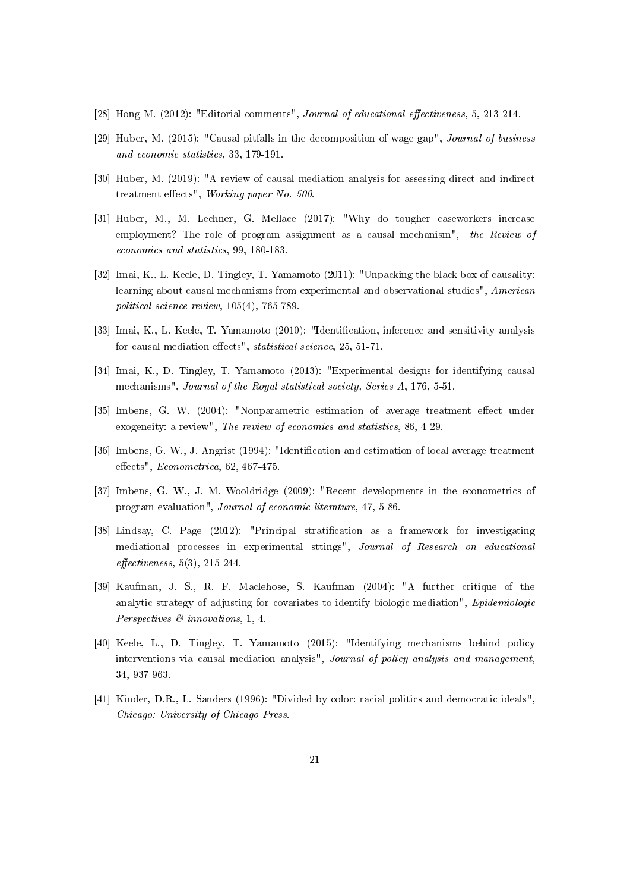[28] Hong M. (2012): "Editorial comments", *Journal of educational effectiveness*, 5, 213-214.

[29] Huber, M. (2015): "Causal pitfalls in the decomposition of wage gap", *Journal of business and economic statistics*, 33, 179-191.

[30] Huber, M. (2019): "A review of causal mediation analysis for assessing direct and indirect treatment effects", *Working paper No. 500.*

[31] Huber, M., M. Lechner, G. Mellace (2017): "Why do tougher caseworkers increase employment? The role of program assignment as a causal mechanism", *the Review of economics and statistics*, 99, 180-183.

[32] Imai, K., L. Keele, D. Tingley, T. Yamamoto (2011): "Unpacking the black box of causality: learning about causal mechanisms from experimental and observational studies", *American political science review*, 105(4), 765-789.

[33] Imai, K., L. Keele, T. Yamamoto (2010): "Identification, inference and sensitivity analysis for causal mediation effects", *statistical science*, 25, 51-71.

[34] Imai, K., D. Tingley, T. Yamamoto (2013): "Experimental designs for identifying causal mechanisms", *Journal of the Royal statistical society, Series A*, 176, 5-51.

[35] Imbens, G. W. (2004): "Nonparametric estimation of average treatment effect under exogeneity: a review", *The review of economics and statistics*, 86, 4-29.

[36] Imbens, G. W., J. Angrist (1994): "Identification and estimation of local average treatment effects", *Econometrica*, 62, 467-475.

[37] Imbens, G. W., J. M. Wooldridge (2009): "Recent developments in the econometrics of program evaluation", *Journal of economic literature*, 47, 5-86.

[38] Lindsay, C. Page (2012): "Principal stratification as a framework for investigating mediational processes in experimental sttings", *Journal of Research on educational effectiveness*, 5(3), 215-244.

[39] Kaufman, J. S., R. F. Maclehose, S. Kaufman (2004): "A further critique of the analytic strategy of adjusting for covariates to identify biologic mediation", *Epidemiologic Perspectives & innovations*, 1, 4.

[40] Keele, L., D. Tingley, T. Yamamoto (2015): "Identifying mechanisms behind policy interventions via causal mediation analysis", *Journal of policy analysis and management*, 34, 937-963.

[41] Kinder, D.R., L. Sanders (1996): "Divided by color: racial politics and democratic ideals", *Chicago: University of Chicago Press.*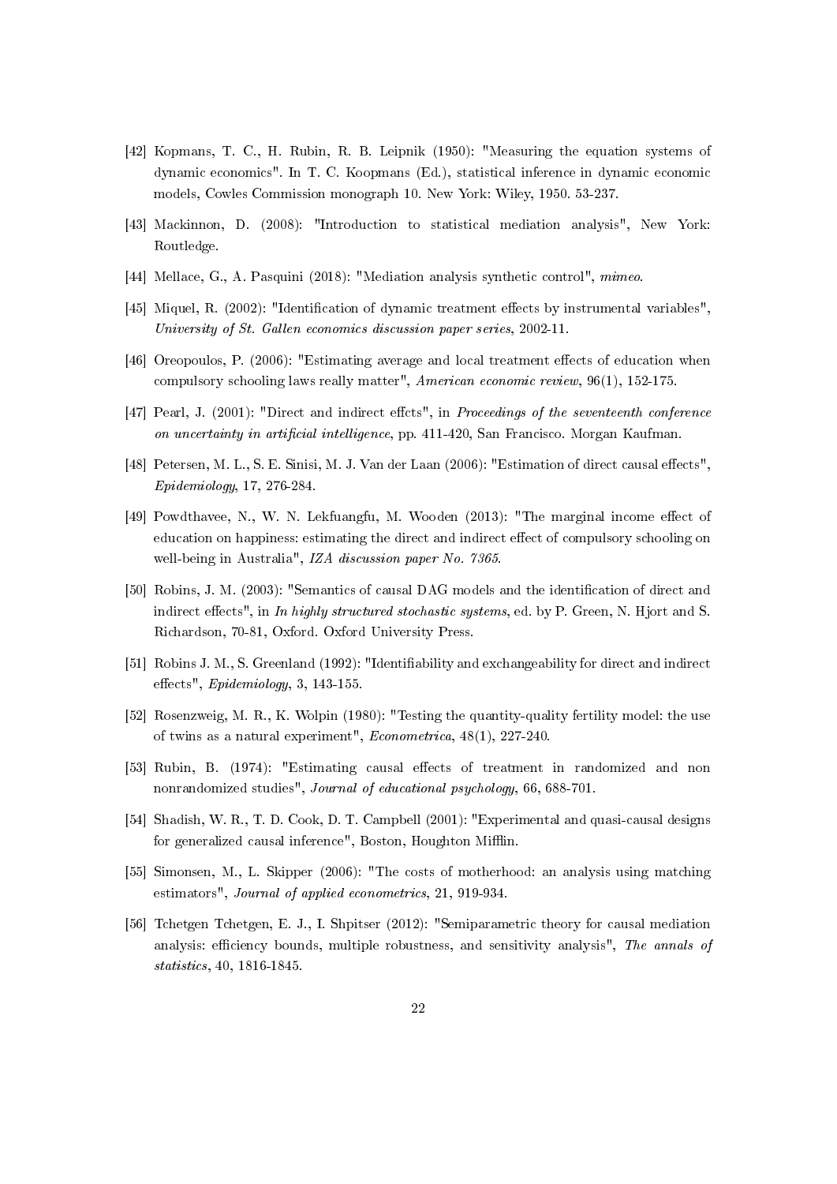[42] Kopmans, T. C., H. Rubin, R. B. Leipnik (1950): "Measuring the equation systems of dynamic economics". In T. C. Koopmans (Ed.), statistical inference in dynamic economic models, Cowles Commission monograph 10. New York: Wiley, 1950. 53-237.

[43] Mackinnon, D. (2008): "Introduction to statistical mediation analysis", New York: Routledge.

[44] Mellace, G., A. Pasquini (2018): "Mediation analysis synthetic control", *mimeo*.

[45] Miquel, R. (2002): "Identification of dynamic treatment effects by instrumental variables", *University of St. Gallen economics discussion paper series*, 2002-11.

[46] Oreopoulos, P. (2006): "Estimating average and local treatment effects of education when compulsory schooling laws really matter", *American economic review*, 96(1), 152-175.

[47] Pearl, J. (2001): "Direct and indirect effcts", in *Proceedings of the seventeenth conference on uncertainty in artificial intelligence*, pp. 411-420, San Francisco. Morgan Kaufman.

[48] Petersen, M. L., S. E. Sinisi, M. J. Van der Laan (2006): "Estimation of direct causal effects", *Epidemiology*, 17, 276-284.

[49] Powdthavee, N., W. N. Lekfuangfu, M. Wooden (2013): "The marginal income effect of education on happiness: estimating the direct and indirect effect of compulsory schooling on well-being in Australia", *IZA discussion paper No. 7365*.

[50] Robins, J. M. (2003): "Semantics of causal DAG models and the identification of direct and indirect effects", in *In highly structured stochastic systems*, ed. by P. Green, N. Hjort and S. Richardson, 70-81, Oxford. Oxford University Press.

[51] Robins J. M., S. Greenland (1992): "Identifiability and exchangeability for direct and indirect effects", *Epidemiology*, 3, 143-155.

[52] Rosenzweig, M. R., K. Wolpin (1980): "Testing the quantity-quality fertility model: the use of twins as a natural experiment", *Econometrica*, 48(1), 227-240.

[53] Rubin, B. (1974): "Estimating causal effects of treatment in randomized and non nonrandomized studies", *Journal of educational psychology*, 66, 688-701.

[54] Shadish, W. R., T. D. Cook, D. T. Campbell (2001): "Experimental and quasi-causal designs for generalized causal inference", Boston, Houghton Mifflin.

[55] Simonsen, M., L. Skipper (2006): "The costs of motherhood: an analysis using matching estimators", *Journal of applied econometrics*, 21, 919-934.

[56] Tchetgen Tchetgen, E. J., I. Shpitser (2012): "Semiparametric theory for causal mediation analysis: efficiency bounds, multiple robustness, and sensitivity analysis", *The annals of statistics*, 40, 1816-1845.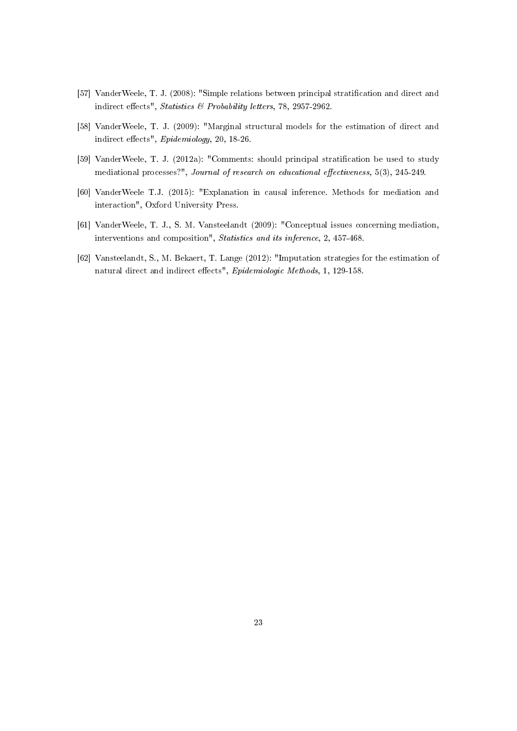[57] VanderWeele, T. J. (2008): "Simple relations between principal stratification and direct and indirect effects", *Statistics & Probability letters*, 78, 2957-2962.

[58] VanderWeele, T. J. (2009): "Marginal structural models for the estimation of direct and indirect effects", *Epidemiology*, 20, 18-26.

[59] VanderWeele, T. J. (2012a): "Comments: should principal stratification be used to study mediational processes?", *Journal of research on educational effectiveness*, 5(3), 245-249.

[60] VanderWeele T.J. (2015): "Explanation in causal inference. Methods for mediation and interaction", Oxford University Press.

[61] VanderWeele, T. J., S. M. Vansteelandt (2009): "Conceptual issues concerning mediation, interventions and composition", *Statistics and its inference*, 2, 457-468.

[62] Vansteelandt, S., M. Bekaert, T. Lange (2012): "Imputation strategies for the estimation of natural direct and indirect effects", *Epidemiologic Methods*, 1, 129-158.